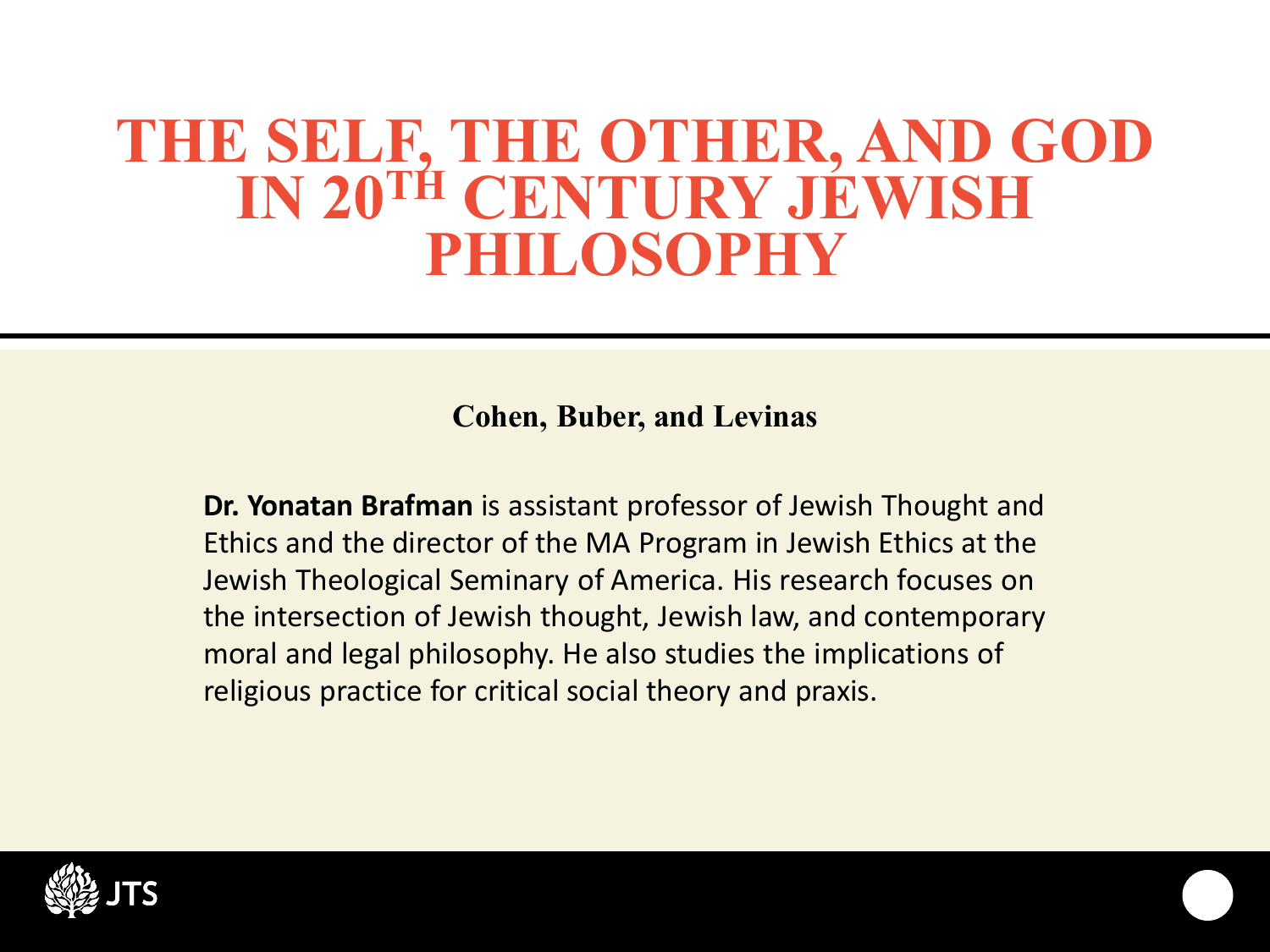# THE SELF, THE OTHER, AND GOD IN 20TH CENTURY JEWISH PHILOSOPHY

**Cohen, Buber, and Levinas**

**Dr. Yonatan Brafman** is assistant professor of Jewish Thought and Ethics and the director of the MA Program in Jewish Ethics at the Jewish Theological Seminary of America. His research focuses on the intersection of Jewish thought, Jewish law, and contemporary moral and legal philosophy. He also studies the implications of religious practice for critical social theory and praxis.

JTS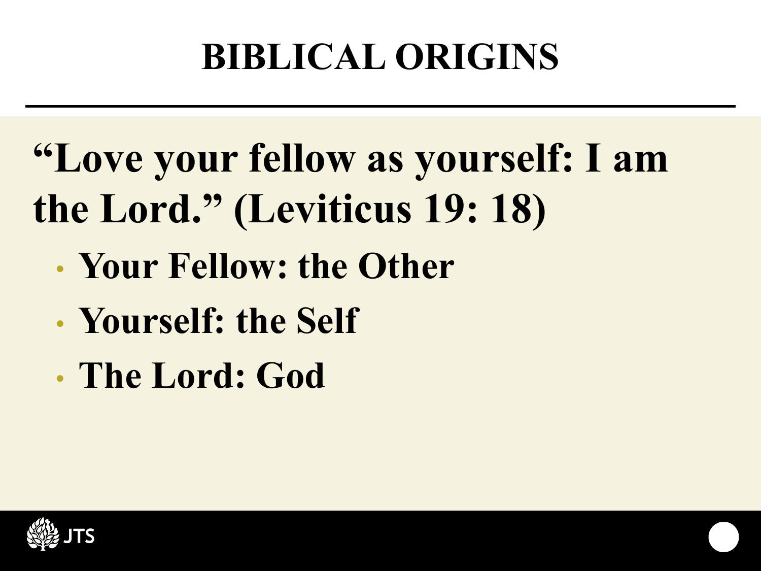# BIBLICAL ORIGINS

**“Love your fellow as yourself: I am the Lord.” (Leviticus 19: 18)**

- **Your Fellow: the Other**
- **Yourself: the Self**
- **The Lord: God**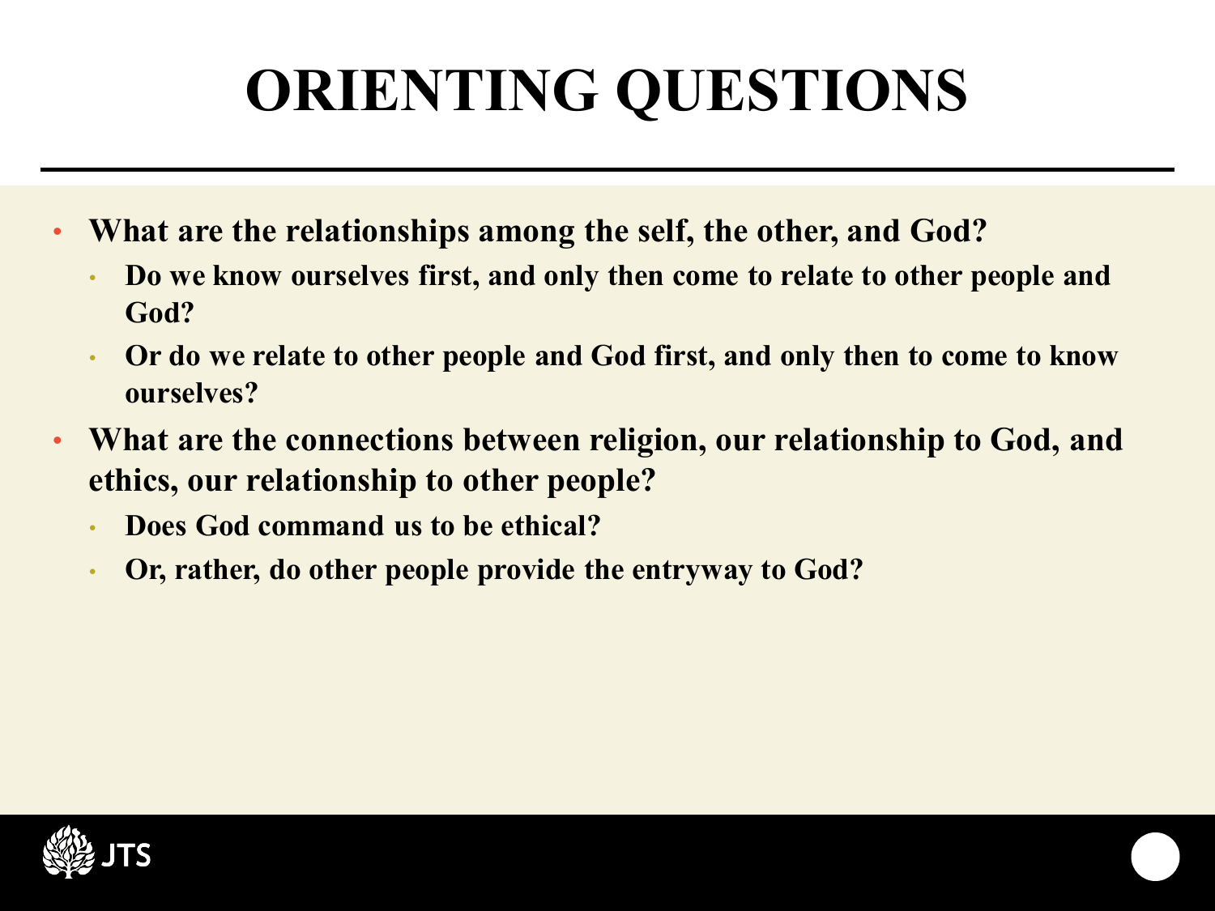# ORIENTING QUESTIONS

- **What are the relationships among the self, the other, and God?**
  - **Do we know ourselves first, and only then come to relate to other people and God?**
  - **Or do we relate to other people and God first, and only then to come to know ourselves?**
- **What are the connections between religion, our relationship to God, and ethics, our relationship to other people?**
  - **Does God command us to be ethical?**
  - **Or, rather, do other people provide the entryway to God?**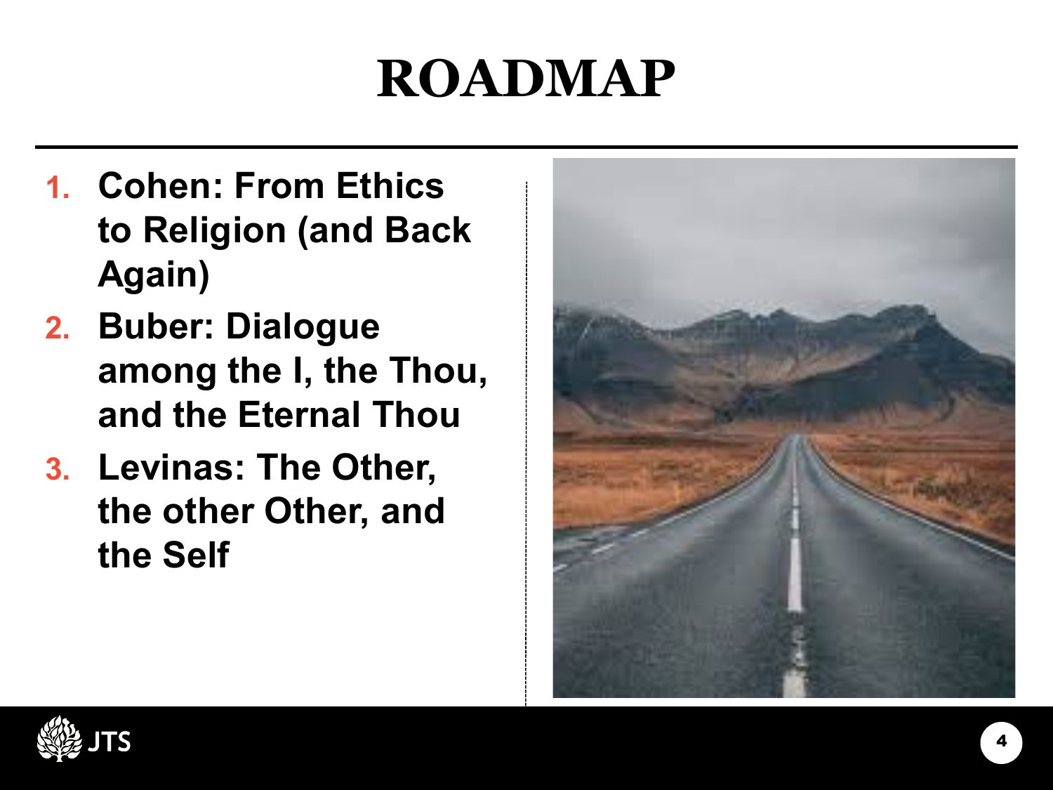# ROADMAP

1. **Cohen: From Ethics to Religion (and Back Again)**
2. **Buber: Dialogue among the I, the Thou, and the Eternal Thou**
3. **Levinas: The Other, the other Other, and the Self**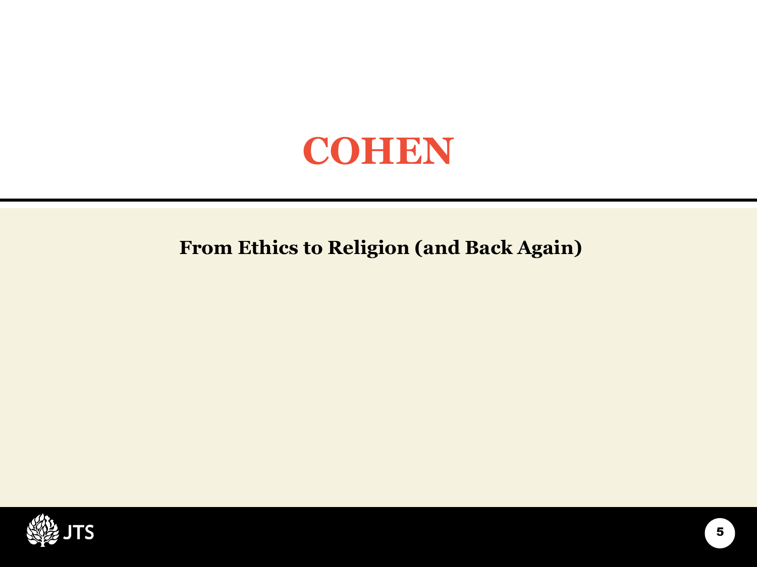# COHEN

**From Ethics to Religion (and Back Again)**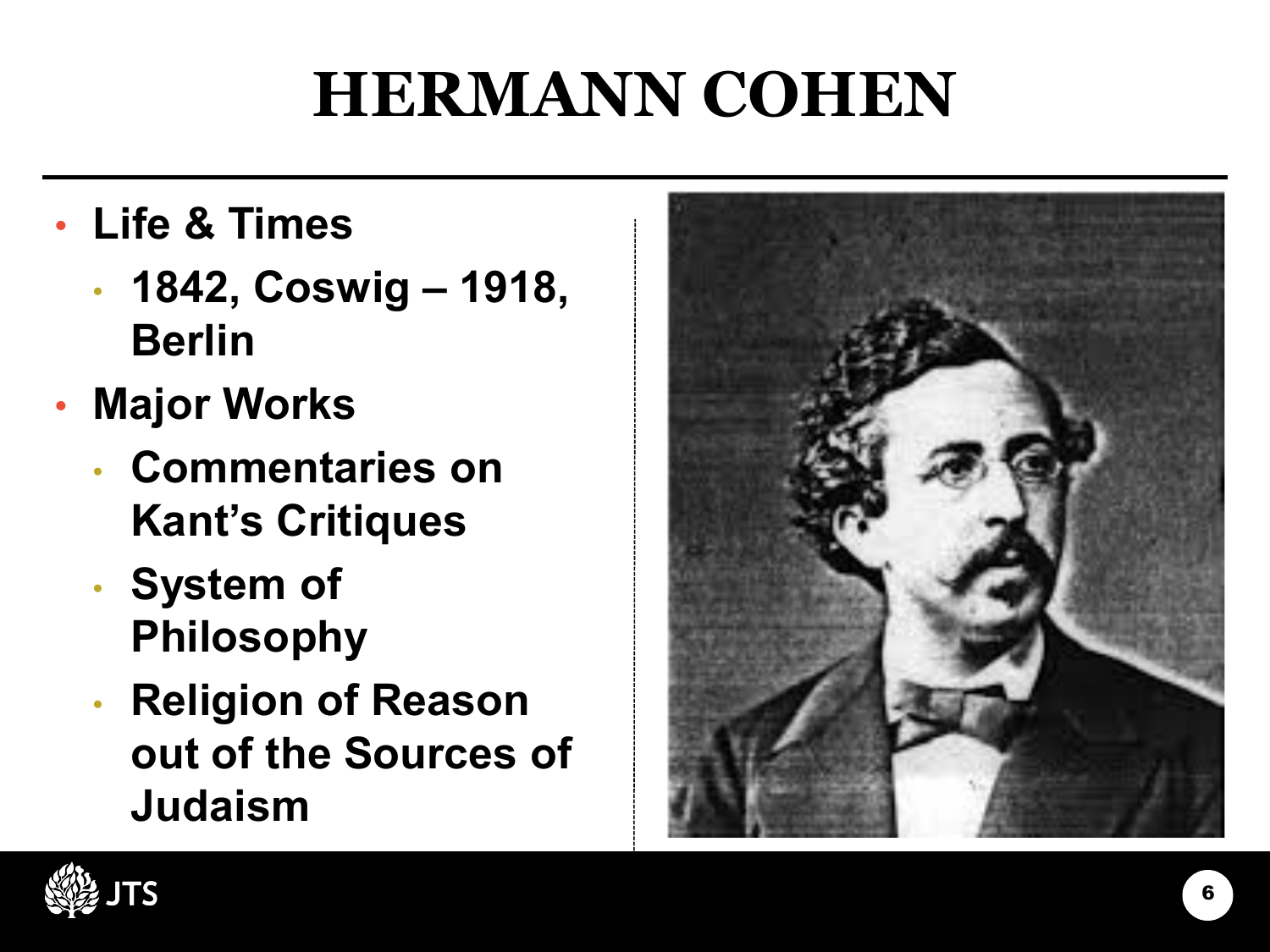# HERMANN COHEN

- Life & Times
  - 1842, Coswig – 1918, Berlin
- Major Works
  - Commentaries on Kant's Critiques
  - System of Philosophy
  - Religion of Reason out of the Sources of Judaism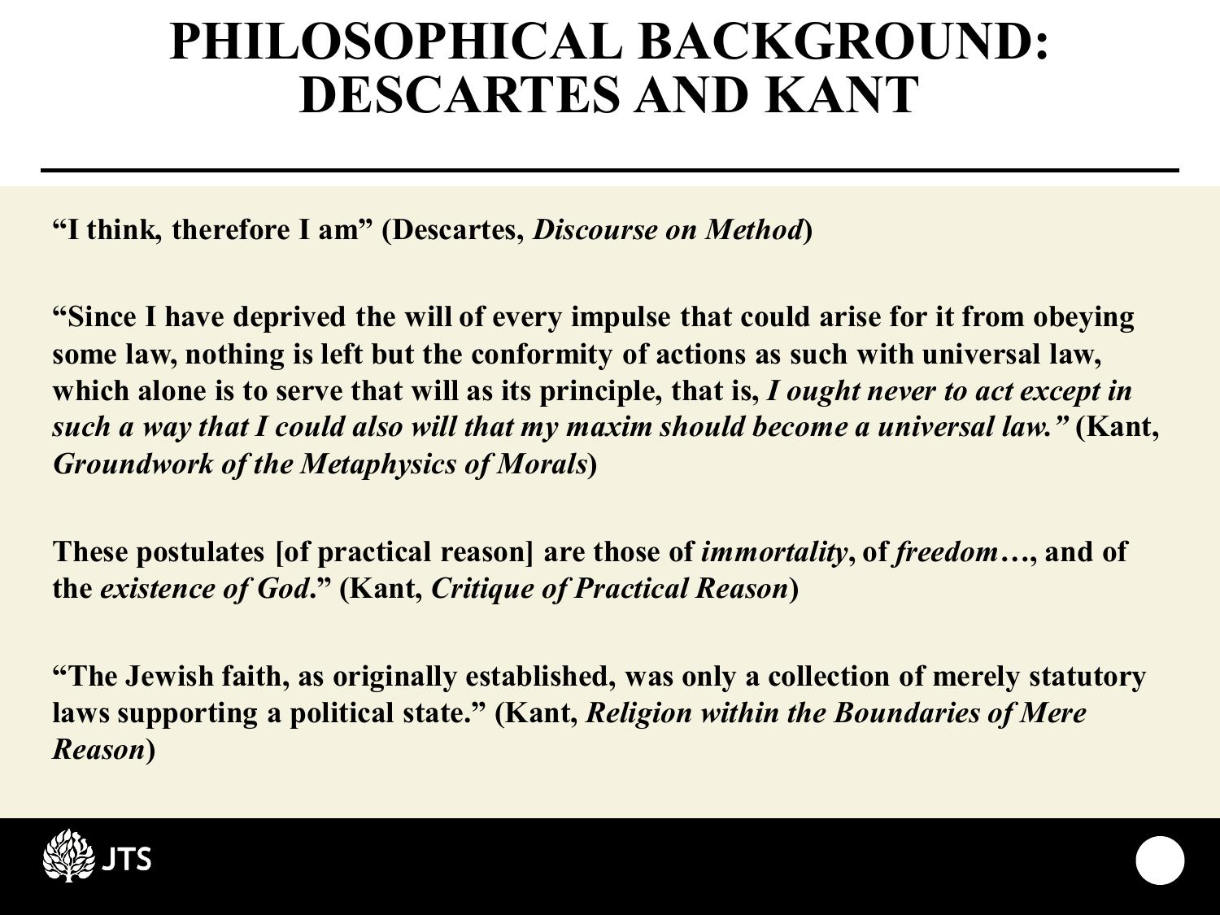# PHILOSOPHICAL BACKGROUND: DESCARTES AND KANT

**"I think, therefore I am" (Descartes, *Discourse on Method*)**

**"Since I have deprived the will of every impulse that could arise for it from obeying some law, nothing is left but the conformity of actions as such with universal law, which alone is to serve that will as its principle, that is, *I ought never to act except in such a way that I could also will that my maxim should become a universal law."* (Kant, *Groundwork of the Metaphysics of Morals*)**

**These postulates [of practical reason] are those of *immortality*, of *freedom*…, and of the *existence of God*." (Kant, *Critique of Practical Reason*)**

**"The Jewish faith, as originally established, was only a collection of merely statutory laws supporting a political state." (Kant, *Religion within the Boundaries of Mere Reason*)**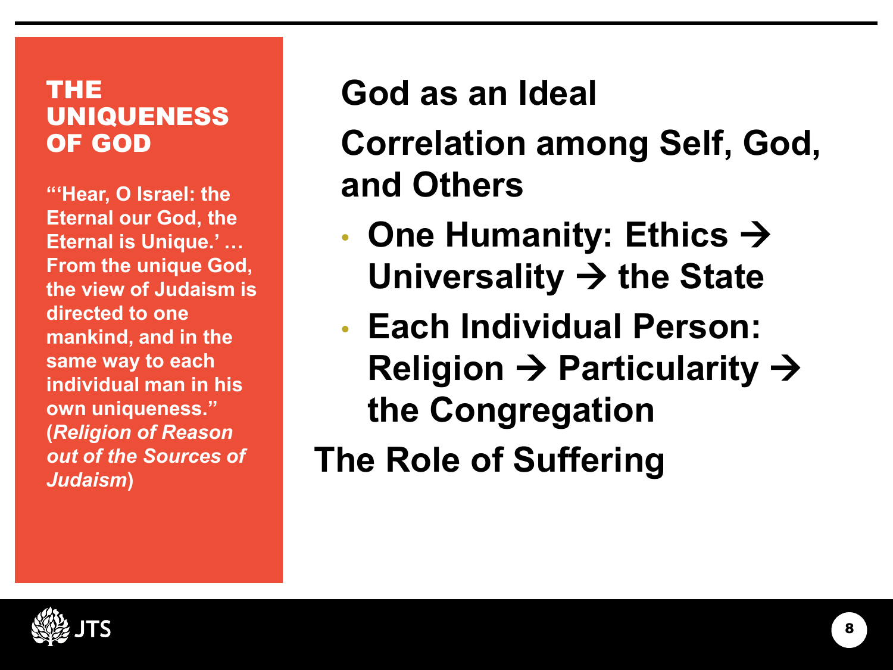## THE UNIQUENESS OF GOD

**"'Hear, O Israel: the Eternal our God, the Eternal is Unique.' … From the unique God, the view of Judaism is directed to one mankind, and in the same way to each individual man in his own uniqueness." (*Religion of Reason out of the Sources of Judaism*)**

**God as an Ideal**

**Correlation among Self, God, and Others**

- **One Humanity: Ethics → Universality → the State**
- **Each Individual Person: Religion → Particularity → the Congregation**

**The Role of Suffering**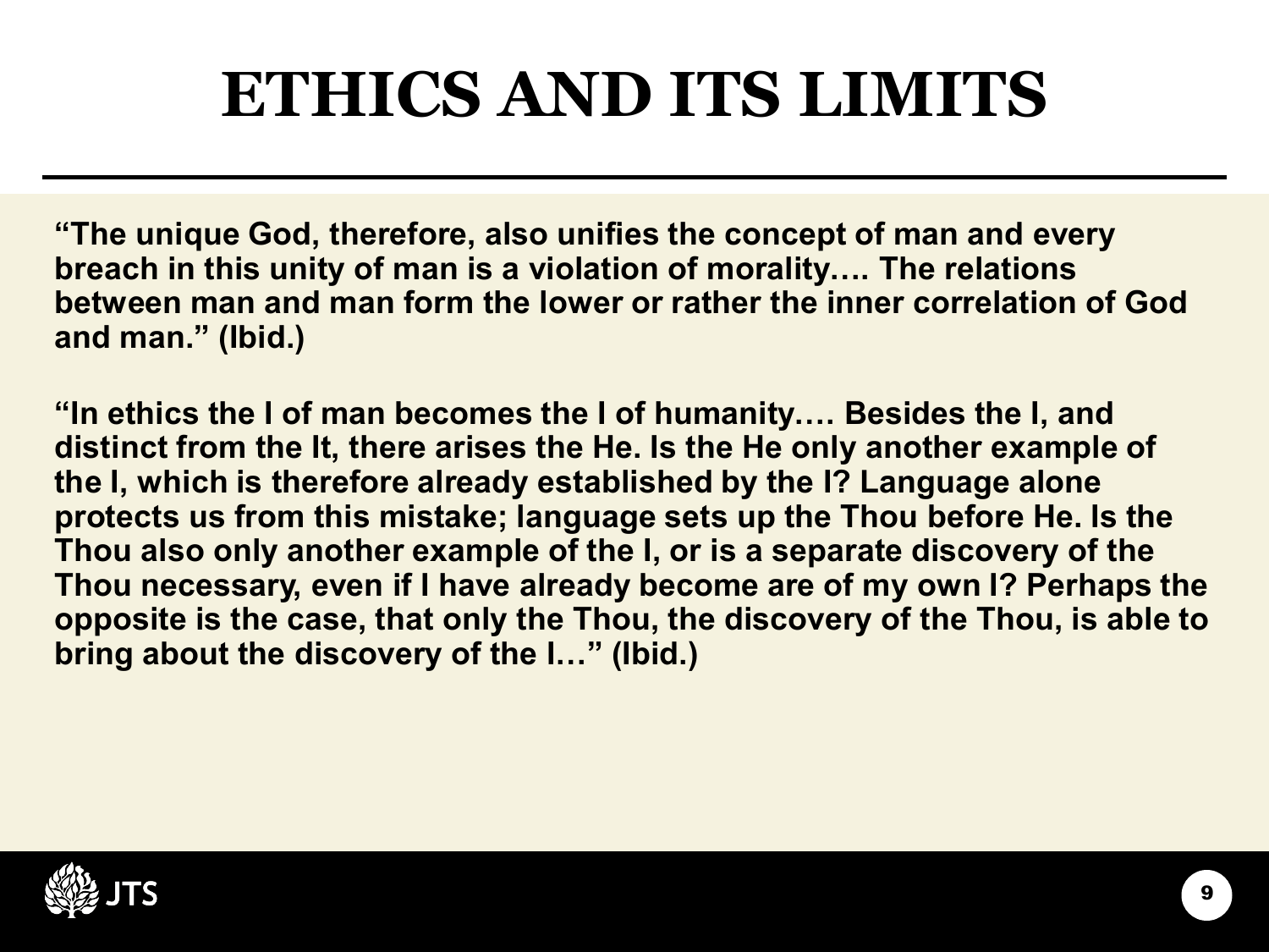# ETHICS AND ITS LIMITS

**"The unique God, therefore, also unifies the concept of man and every breach in this unity of man is a violation of morality…. The relations between man and man form the lower or rather the inner correlation of God and man." (Ibid.)**

**"In ethics the I of man becomes the I of humanity…. Besides the I, and distinct from the It, there arises the He. Is the He only another example of the I, which is therefore already established by the I? Language alone protects us from this mistake; language sets up the Thou before He. Is the Thou also only another example of the I, or is a separate discovery of the Thou necessary, even if I have already become are of my own I? Perhaps the opposite is the case, that only the Thou, the discovery of the Thou, is able to bring about the discovery of the I…" (Ibid.)**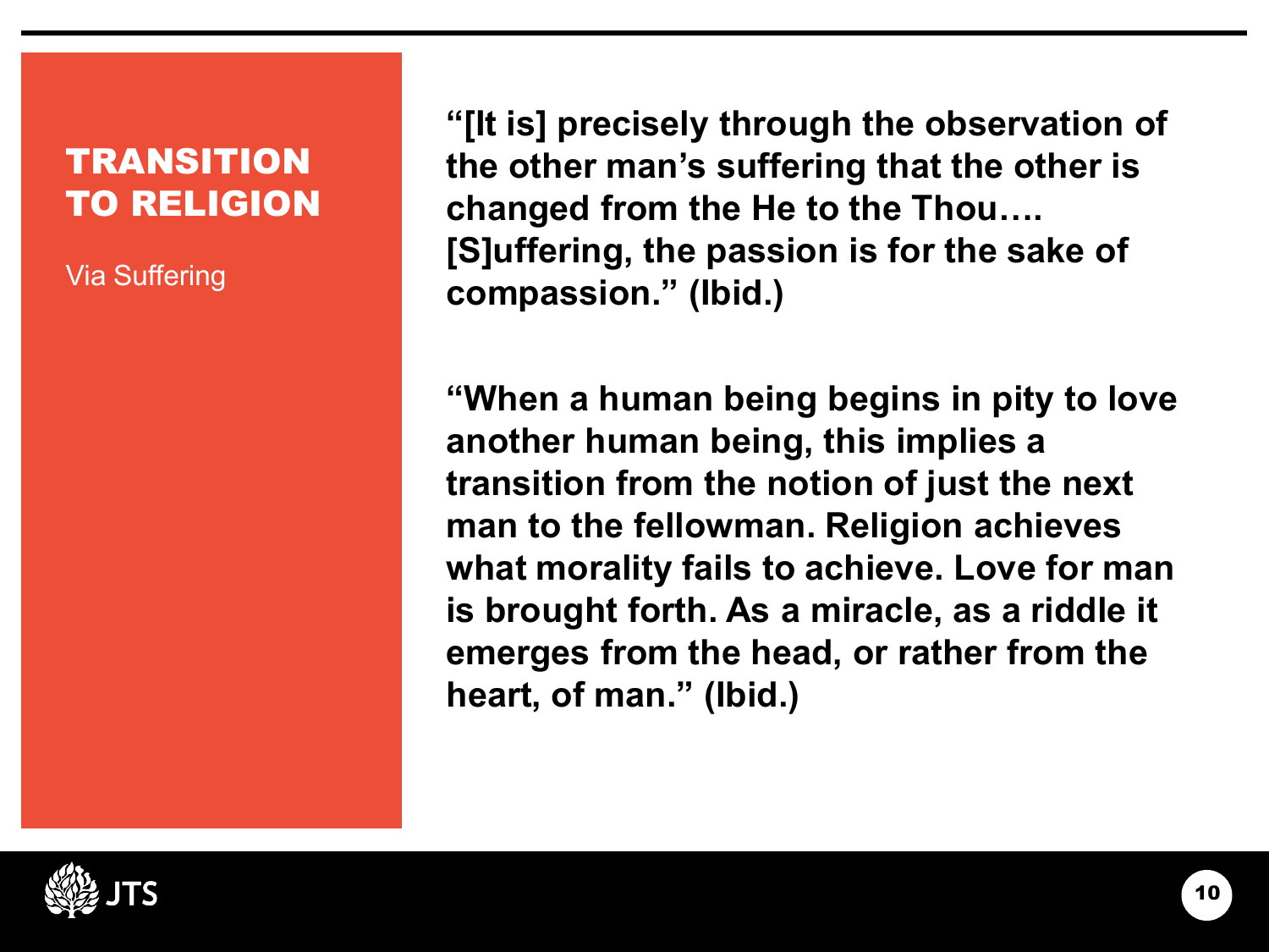## TRANSITION TO RELIGION

Via Suffering

**"[It is] precisely through the observation of the other man's suffering that the other is changed from the He to the Thou…. [S]uffering, the passion is for the sake of compassion." (Ibid.)**

**"When a human being begins in pity to love another human being, this implies a transition from the notion of just the next man to the fellowman. Religion achieves what morality fails to achieve. Love for man is brought forth. As a miracle, as a riddle it emerges from the head, or rather from the heart, of man." (Ibid.)**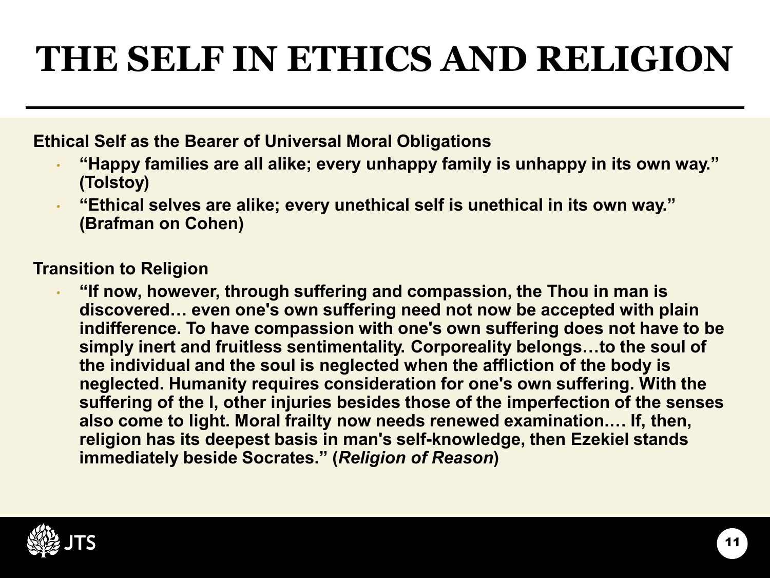# THE SELF IN ETHICS AND RELIGION

**Ethical Self as the Bearer of Universal Moral Obligations**

- **"Happy families are all alike; every unhappy family is unhappy in its own way." (Tolstoy)**
- **"Ethical selves are alike; every unethical self is unethical in its own way." (Brafman on Cohen)**

**Transition to Religion**

- **"If now, however, through suffering and compassion, the Thou in man is discovered… even one's own suffering need not now be accepted with plain indifference. To have compassion with one's own suffering does not have to be simply inert and fruitless sentimentality. Corporeality belongs…to the soul of the individual and the soul is neglected when the affliction of the body is neglected. Humanity requires consideration for one's own suffering. With the suffering of the I, other injuries besides those of the imperfection of the senses also come to light. Moral frailty now needs renewed examination.… If, then, religion has its deepest basis in man's self-knowledge, then Ezekiel stands immediately beside Socrates." (*Religion of Reason*)**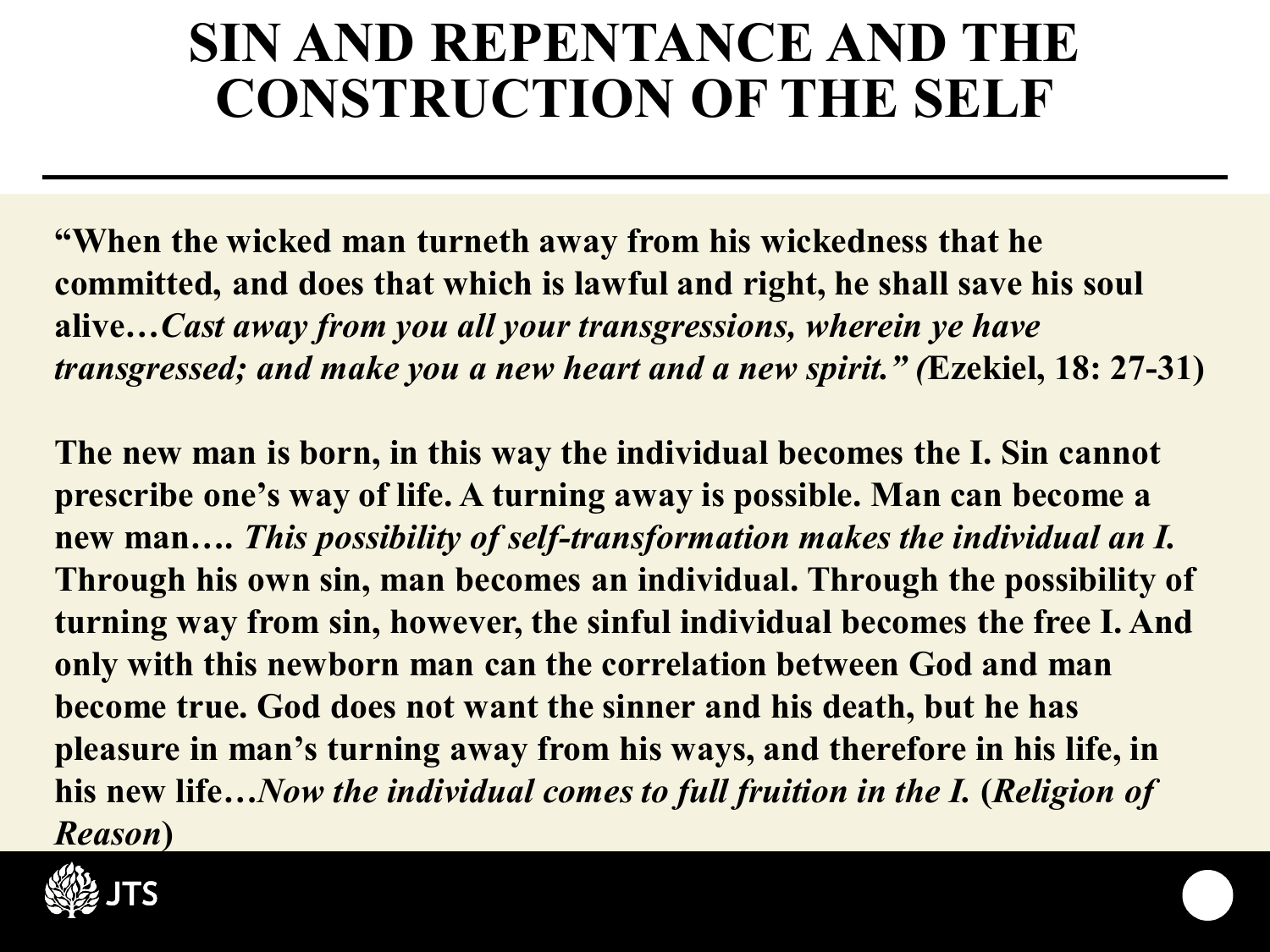# SIN AND REPENTANCE AND THE CONSTRUCTION OF THE SELF

**"When the wicked man turneth away from his wickedness that he committed, and does that which is lawful and right, he shall save his soul alive…*Cast away from you all your transgressions, wherein ye have transgressed; and make you a new heart and a new spirit." (*Ezekiel, 18: 27-31)**

**The new man is born, in this way the individual becomes the I. Sin cannot prescribe one's way of life. A turning away is possible. Man can become a new man…. *This possibility of self-transformation makes the individual an I.* Through his own sin, man becomes an individual. Through the possibility of turning way from sin, however, the sinful individual becomes the free I. And only with this newborn man can the correlation between God and man become true. God does not want the sinner and his death, but he has pleasure in man's turning away from his ways, and therefore in his life, in his new life…*Now the individual comes to full fruition in the I.* (*Religion of Reason*)**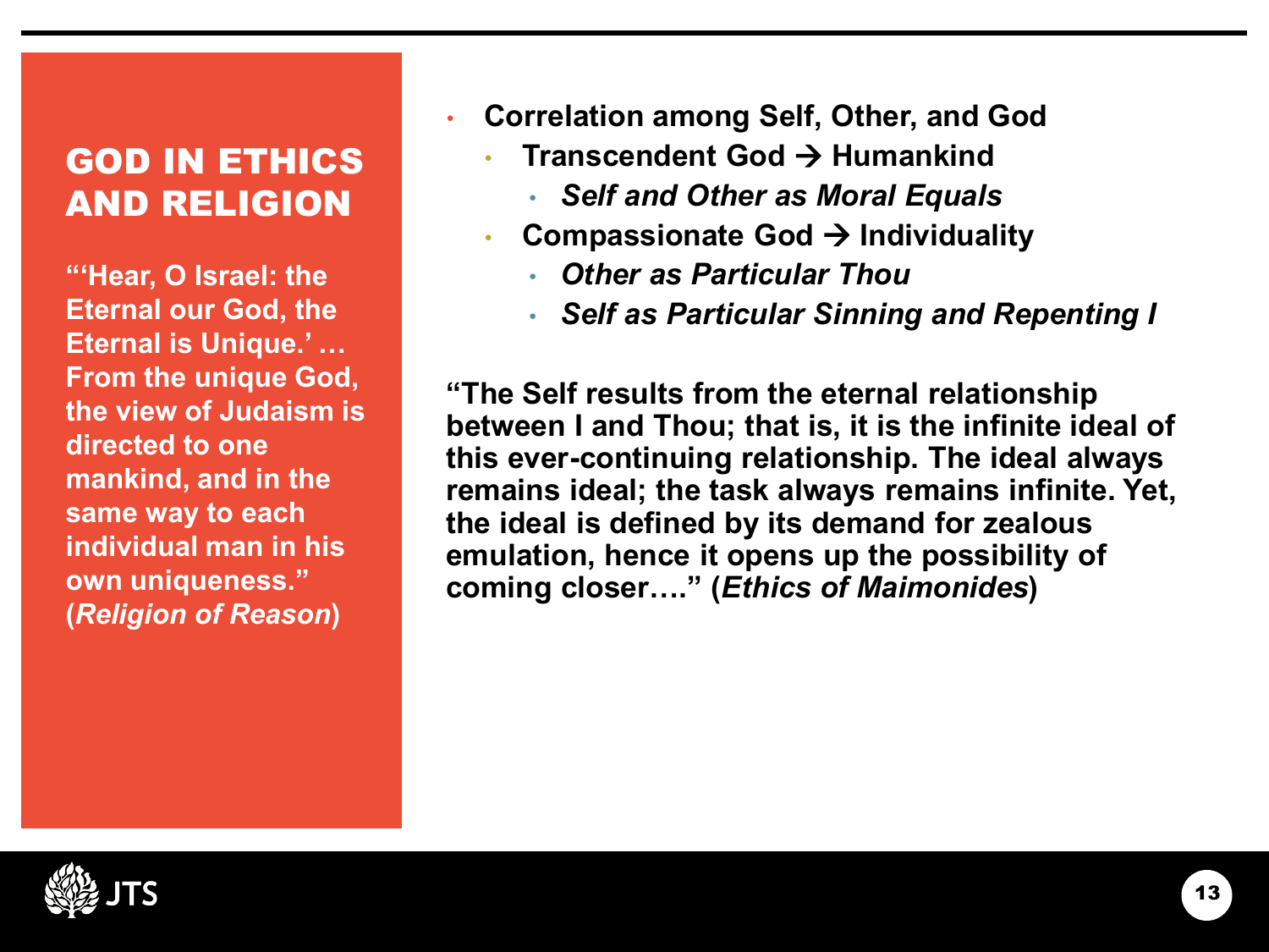## GOD IN ETHICS AND RELIGION

**"'Hear, O Israel: the Eternal our God, the Eternal is Unique.' … From the unique God, the view of Judaism is directed to one mankind, and in the same way to each individual man in his own uniqueness." (*Religion of Reason*)**

- **Correlation among Self, Other, and God**
  - **Transcendent God → Humankind**
    - ***Self and Other as Moral Equals***
  - **Compassionate God → Individuality**
    - ***Other as Particular Thou***
    - ***Self as Particular Sinning and Repenting I***

**"The Self results from the eternal relationship between I and Thou; that is, it is the infinite ideal of this ever-continuing relationship. The ideal always remains ideal; the task always remains infinite. Yet, the ideal is defined by its demand for zealous emulation, hence it opens up the possibility of coming closer…." (*Ethics of Maimonides*)**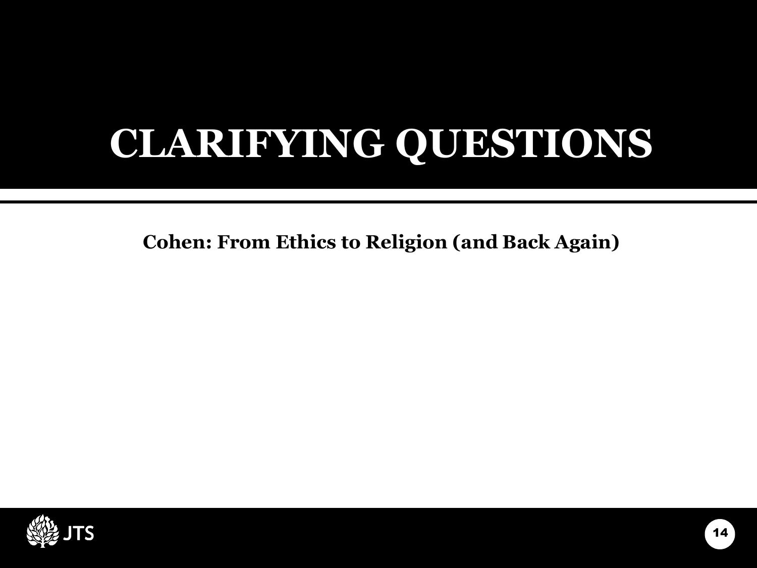# CLARIFYING QUESTIONS

**Cohen: From Ethics to Religion (and Back Again)**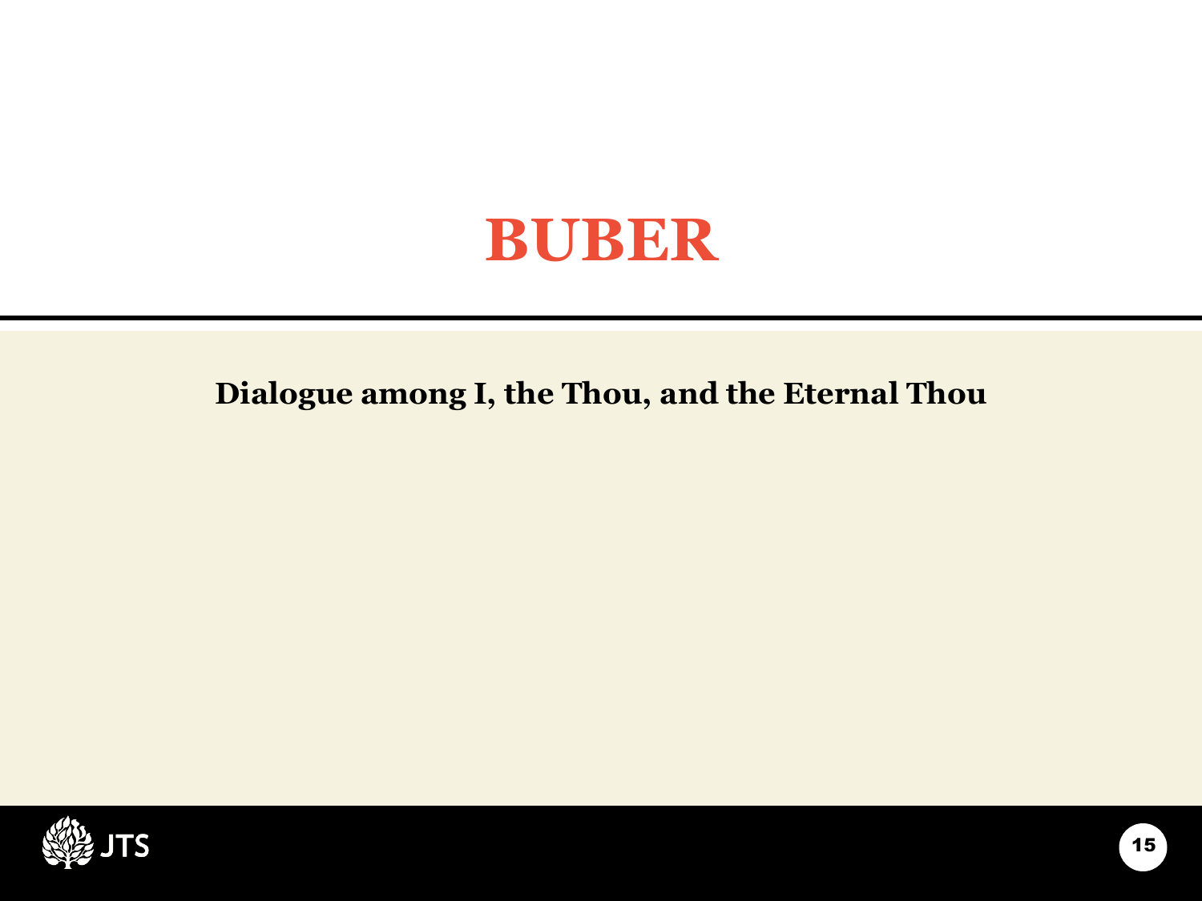# BUBER

**Dialogue among I, the Thou, and the Eternal Thou**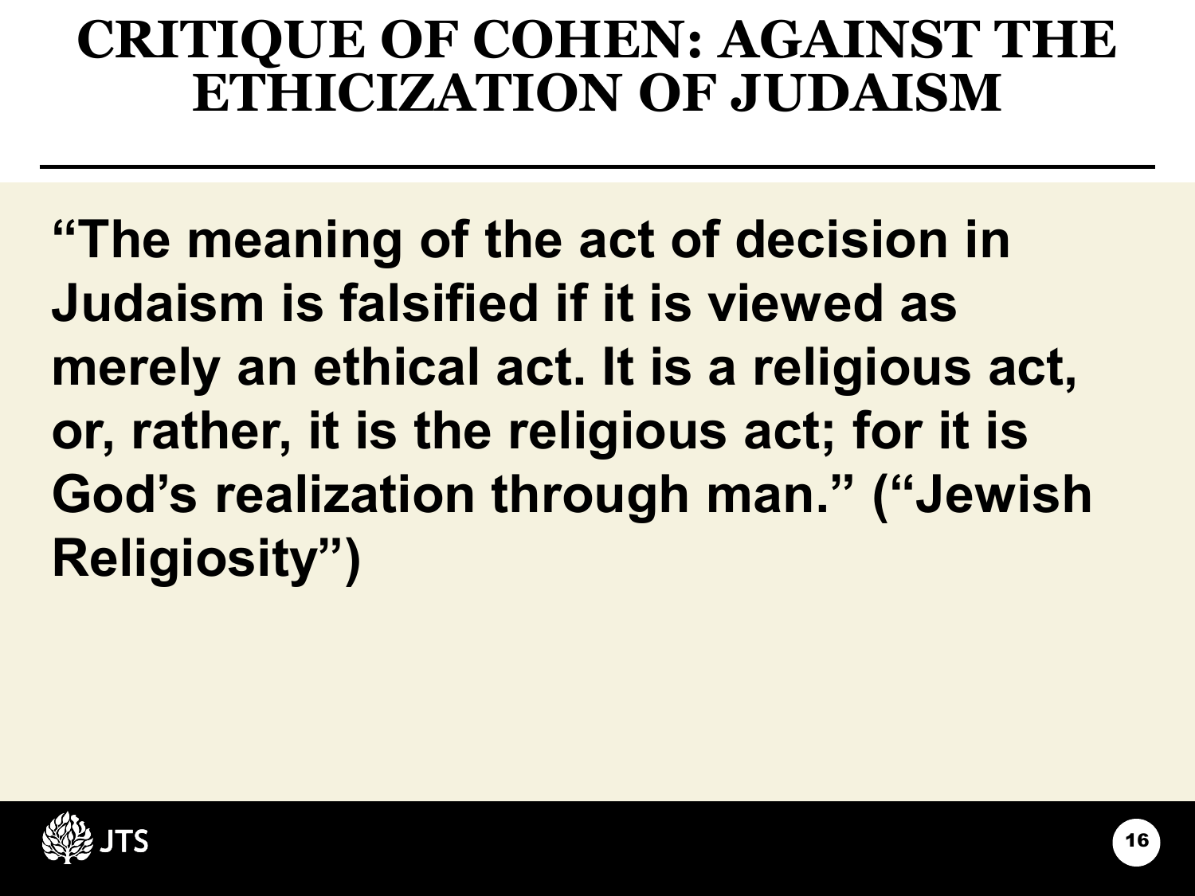# CRITIQUE OF COHEN: AGAINST THE ETHICIZATION OF JUDAISM

**“The meaning of the act of decision in Judaism is falsified if it is viewed as merely an ethical act. It is a religious act, or, rather, it is the religious act; for it is God’s realization through man.” (“Jewish Religiosity”)**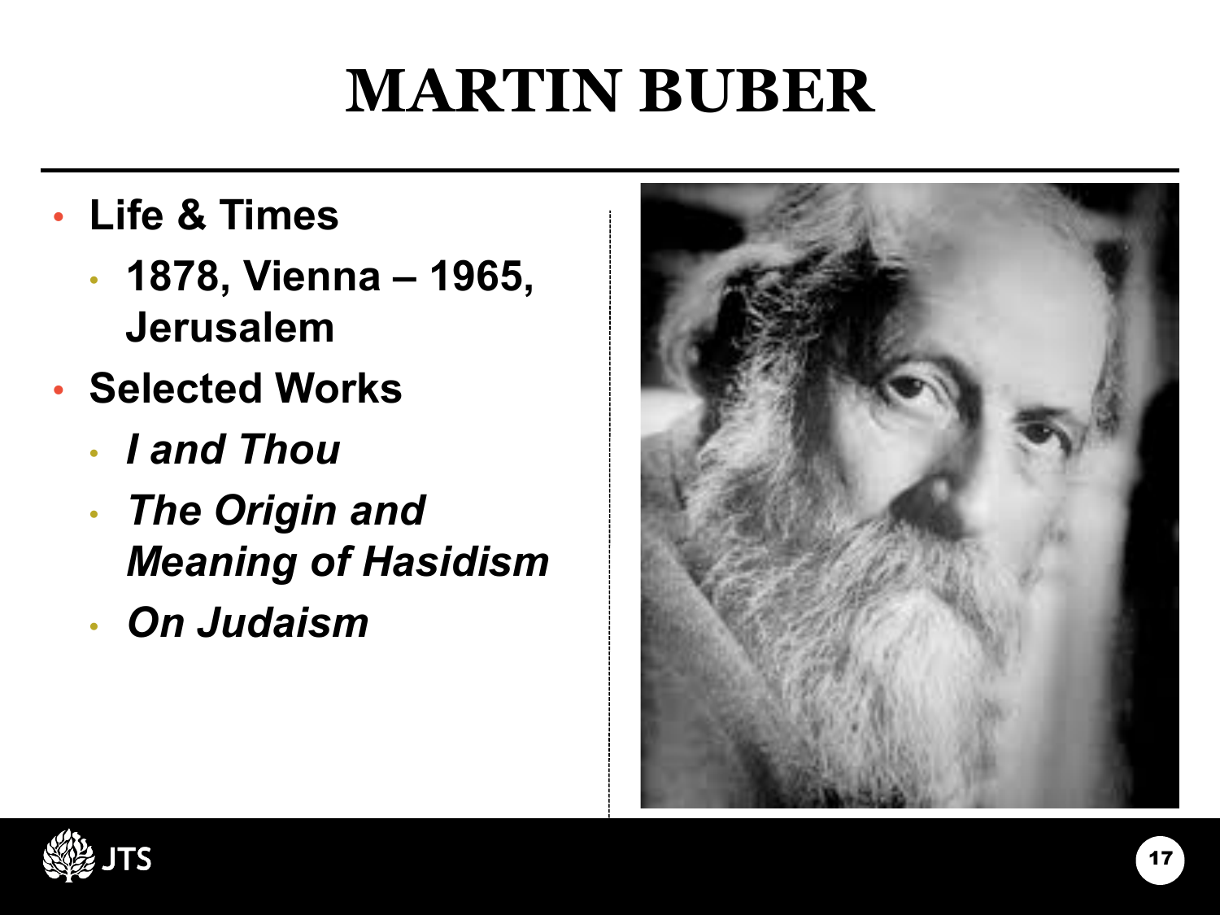# MARTIN BUBER

- **Life & Times**
  - **1878, Vienna – 1965, Jerusalem**
- **Selected Works**
  - ***I and Thou***
  - ***The Origin and Meaning of Hasidism***
  - ***On Judaism***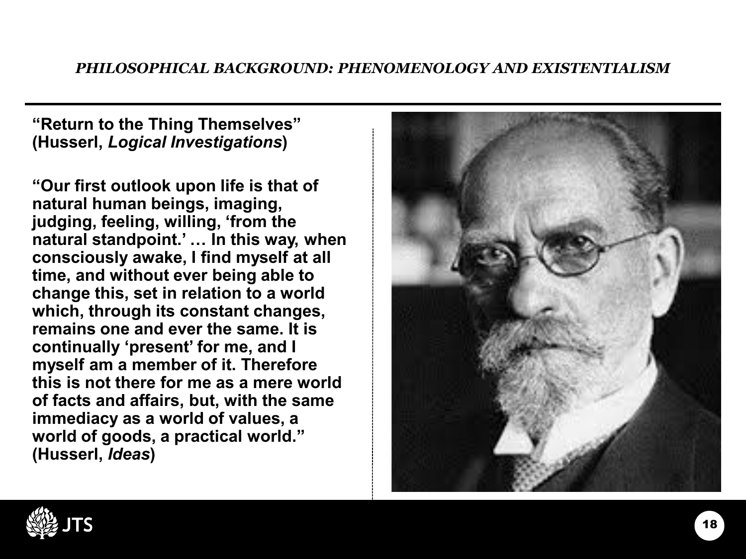## *PHILOSOPHICAL BACKGROUND: PHENOMENOLOGY AND EXISTENTIALISM*

**"Return to the Thing Themselves" (Husserl, *Logical Investigations*)**

**"Our first outlook upon life is that of natural human beings, imaging, judging, feeling, willing, 'from the natural standpoint.' … In this way, when consciously awake, I find myself at all time, and without ever being able to change this, set in relation to a world which, through its constant changes, remains one and ever the same. It is continually 'present' for me, and I myself am a member of it. Therefore this is not there for me as a mere world of facts and affairs, but, with the same immediacy as a world of values, a world of goods, a practical world." (Husserl, *Ideas*)**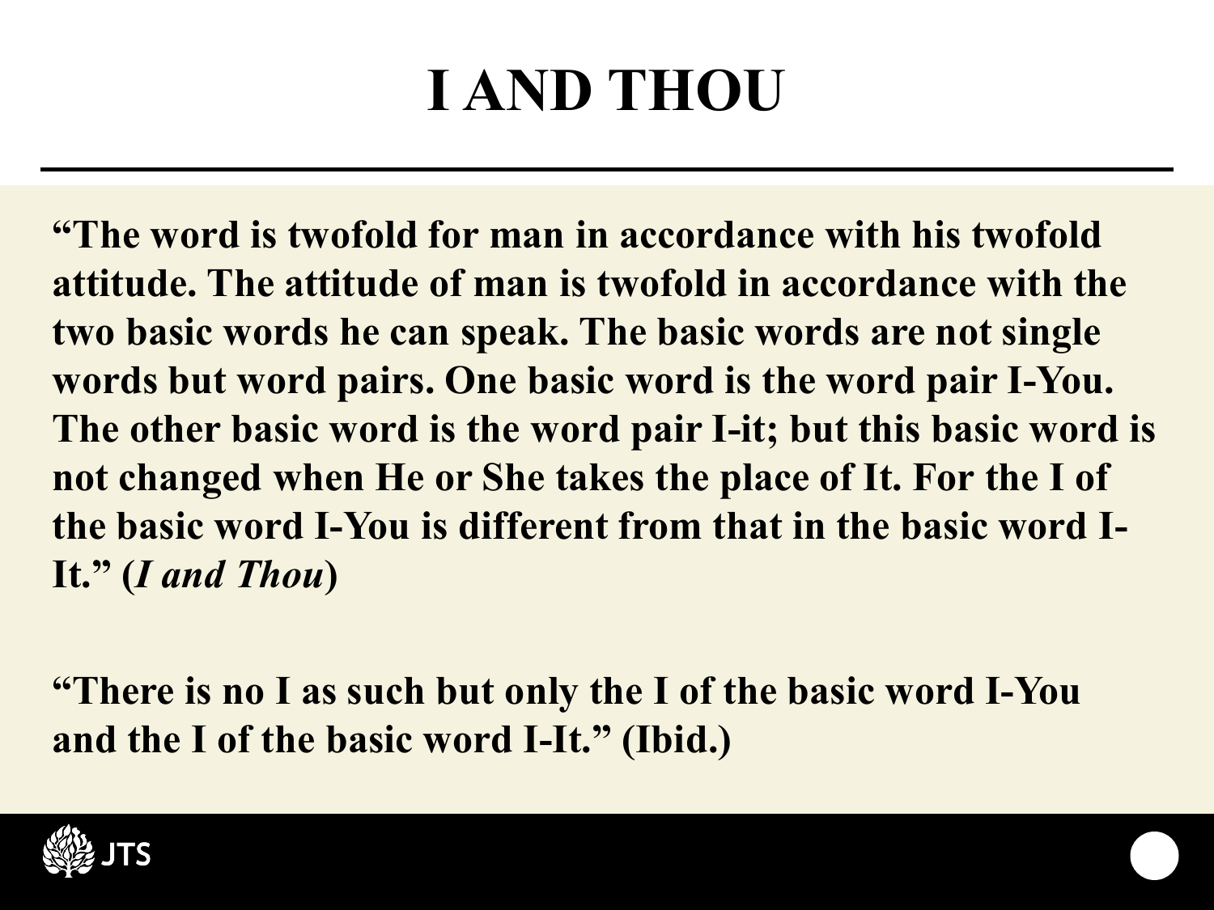# I AND THOU

**"The word is twofold for man in accordance with his twofold attitude. The attitude of man is twofold in accordance with the two basic words he can speak. The basic words are not single words but word pairs. One basic word is the word pair I-You. The other basic word is the word pair I-it; but this basic word is not changed when He or She takes the place of It. For the I of the basic word I-You is different from that in the basic word I-It." (*I and Thou*)**

**"There is no I as such but only the I of the basic word I-You and the I of the basic word I-It." (Ibid.)**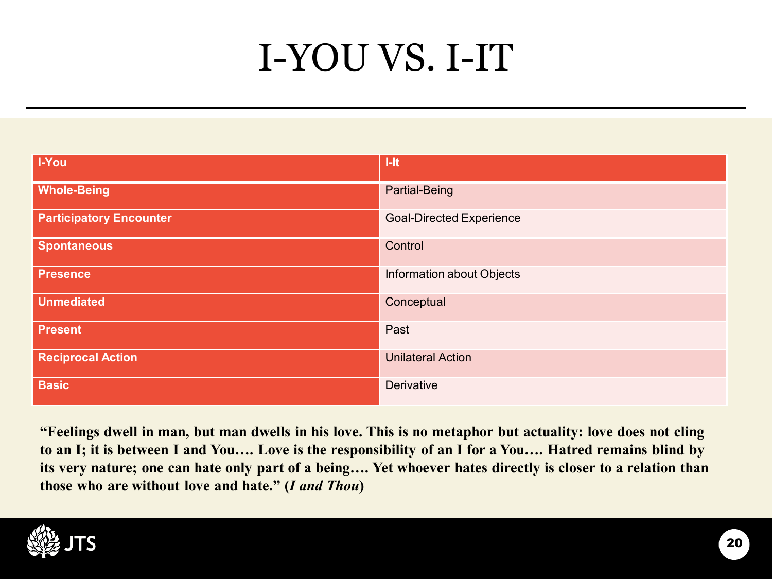# I-YOU VS. I-IT

| I-You | I-It |
|---|---|
| **Whole-Being** | Partial-Being |
| **Participatory Encounter** | Goal-Directed Experience |
| **Spontaneous** | Control |
| **Presence** | Information about Objects |
| **Unmediated** | Conceptual |
| **Present** | Past |
| **Reciprocal Action** | Unilateral Action |
| **Basic** | Derivative |

**"Feelings dwell in man, but man dwells in his love. This is no metaphor but actuality: love does not cling to an I; it is between I and You…. Love is the responsibility of an I for a You…. Hatred remains blind by its very nature; one can hate only part of a being…. Yet whoever hates directly is closer to a relation than those who are without love and hate." (*I and Thou*)**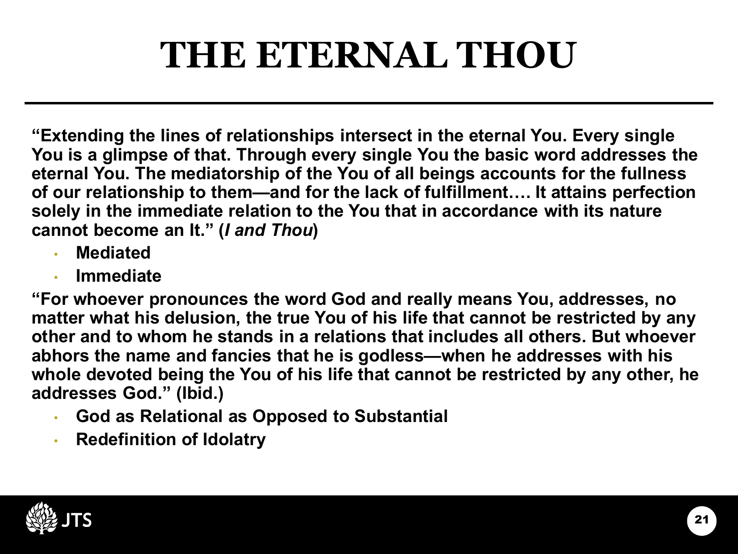# THE ETERNAL THOU

**"Extending the lines of relationships intersect in the eternal You. Every single You is a glimpse of that. Through every single You the basic word addresses the eternal You. The mediatorship of the You of all beings accounts for the fullness of our relationship to them—and for the lack of fulfillment…. It attains perfection solely in the immediate relation to the You that in accordance with its nature cannot become an It." (*I and Thou*)**

- **Mediated**
- **Immediate**

**"For whoever pronounces the word God and really means You, addresses, no matter what his delusion, the true You of his life that cannot be restricted by any other and to whom he stands in a relations that includes all others. But whoever abhors the name and fancies that he is godless—when he addresses with his whole devoted being the You of his life that cannot be restricted by any other, he addresses God." (Ibid.)**

- **God as Relational as Opposed to Substantial**
- **Redefinition of Idolatry**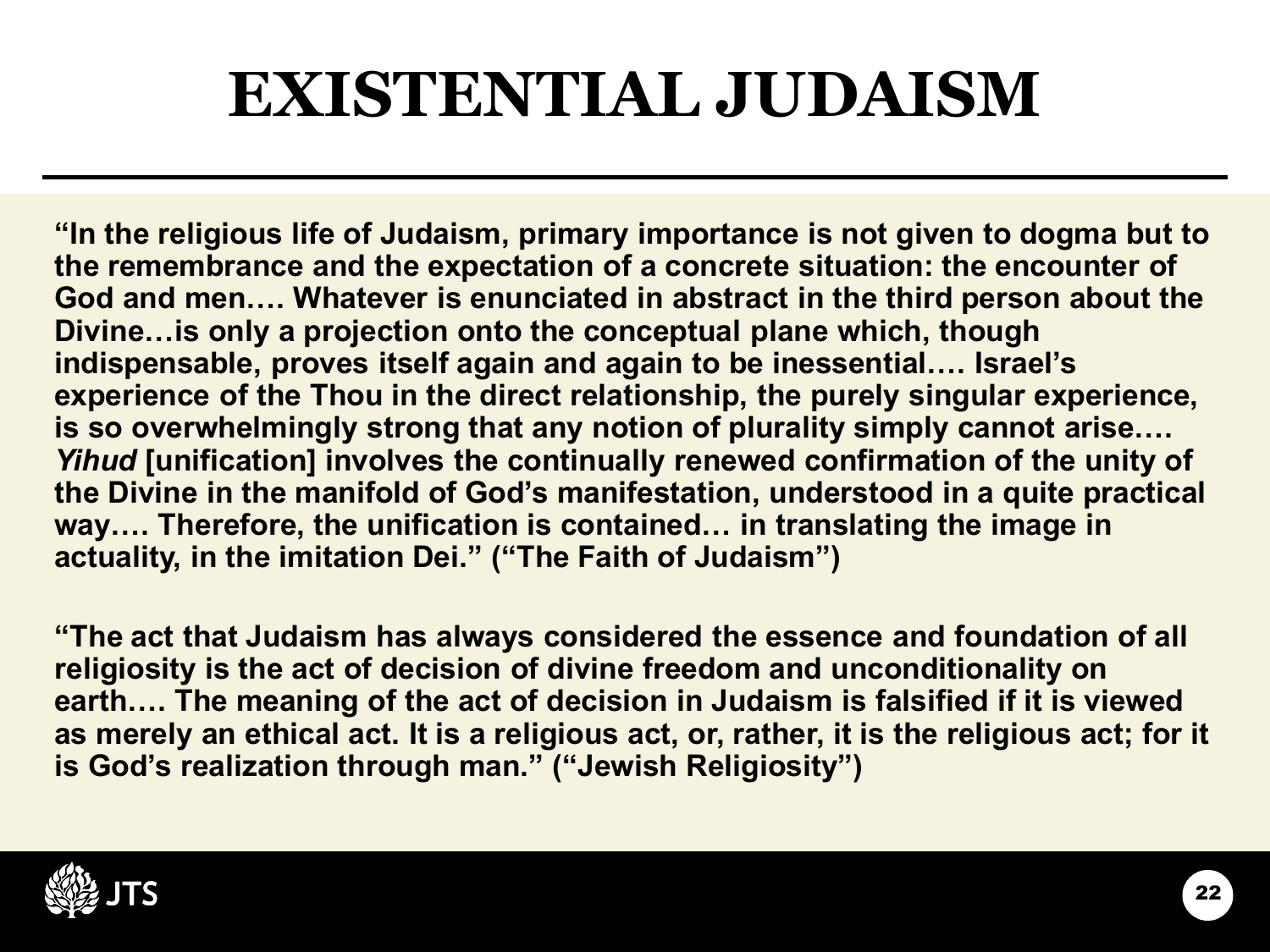# EXISTENTIAL JUDAISM

**"In the religious life of Judaism, primary importance is not given to dogma but to the remembrance and the expectation of a concrete situation: the encounter of God and men…. Whatever is enunciated in abstract in the third person about the Divine…is only a projection onto the conceptual plane which, though indispensable, proves itself again and again to be inessential…. Israel's experience of the Thou in the direct relationship, the purely singular experience, is so overwhelmingly strong that any notion of plurality simply cannot arise….** ***Yihud*** **[unification] involves the continually renewed confirmation of the unity of the Divine in the manifold of God's manifestation, understood in a quite practical way…. Therefore, the unification is contained… in translating the image in actuality, in the imitation Dei." ("The Faith of Judaism")**

**"The act that Judaism has always considered the essence and foundation of all religiosity is the act of decision of divine freedom and unconditionality on earth…. The meaning of the act of decision in Judaism is falsified if it is viewed as merely an ethical act. It is a religious act, or, rather, it is the religious act; for it is God's realization through man." ("Jewish Religiosity")**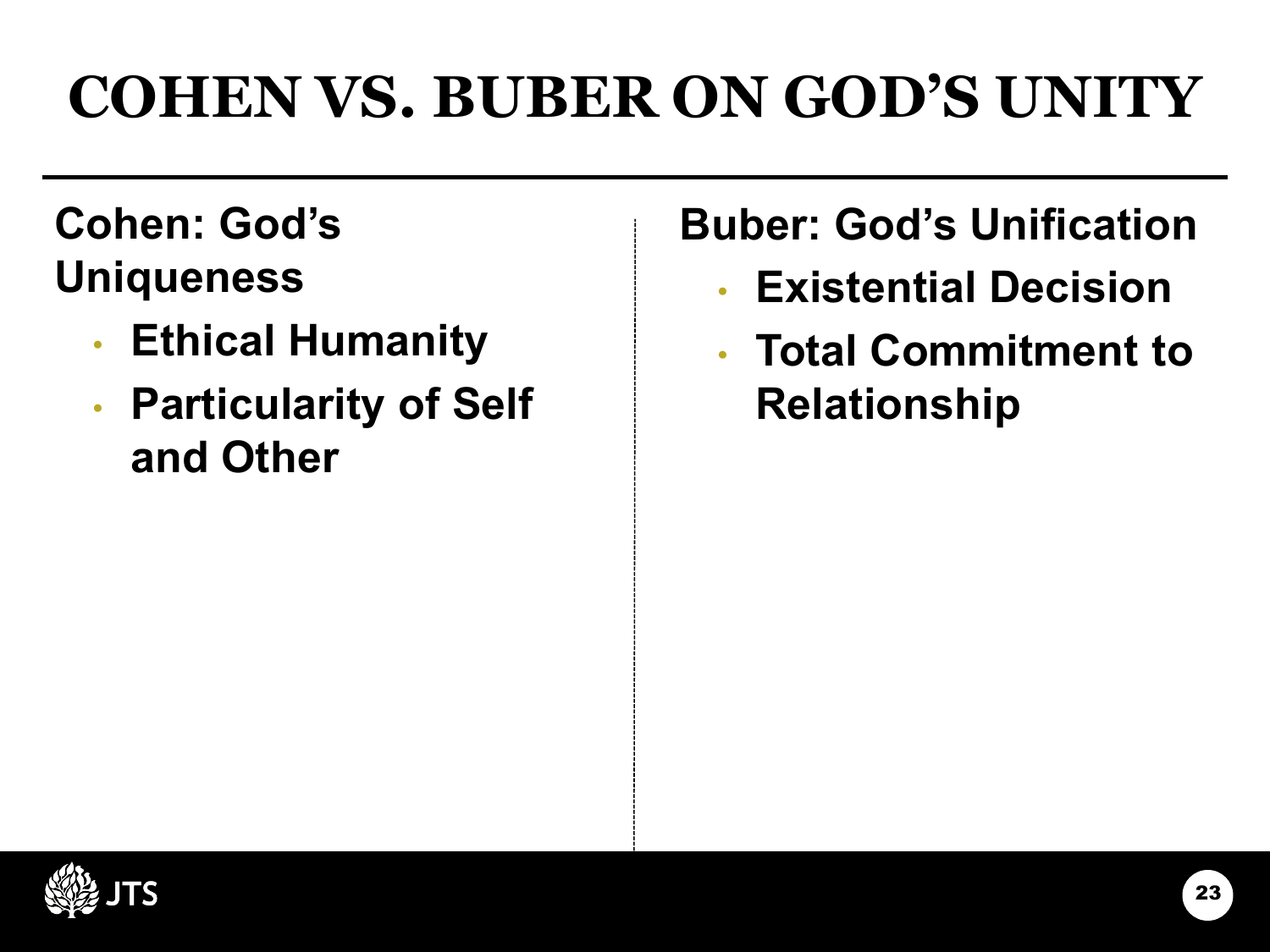# COHEN VS. BUBER ON GOD'S UNITY

**Cohen: God's Uniqueness**

- **Ethical Humanity**
- **Particularity of Self and Other**

**Buber: God's Unification**

- **Existential Decision**
- **Total Commitment to Relationship**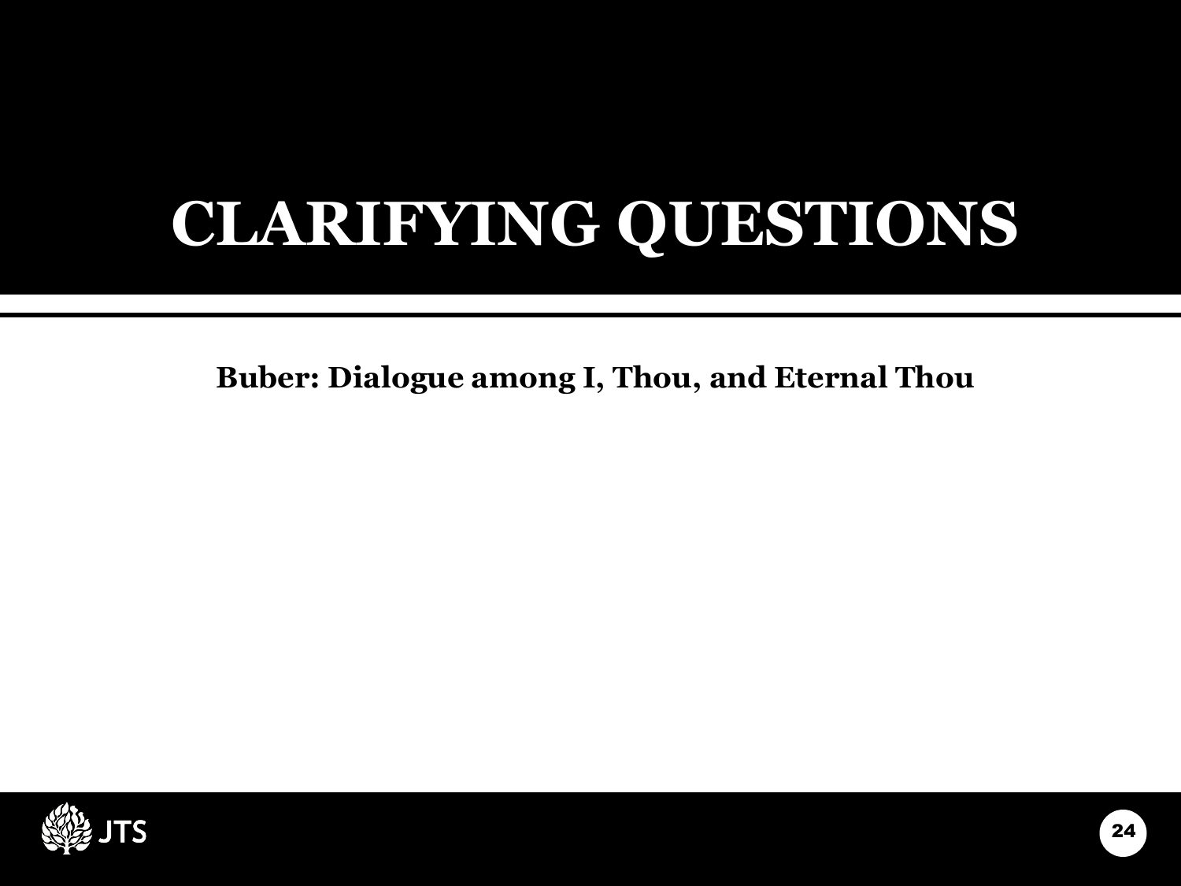# CLARIFYING QUESTIONS

**Buber: Dialogue among I, Thou, and Eternal Thou**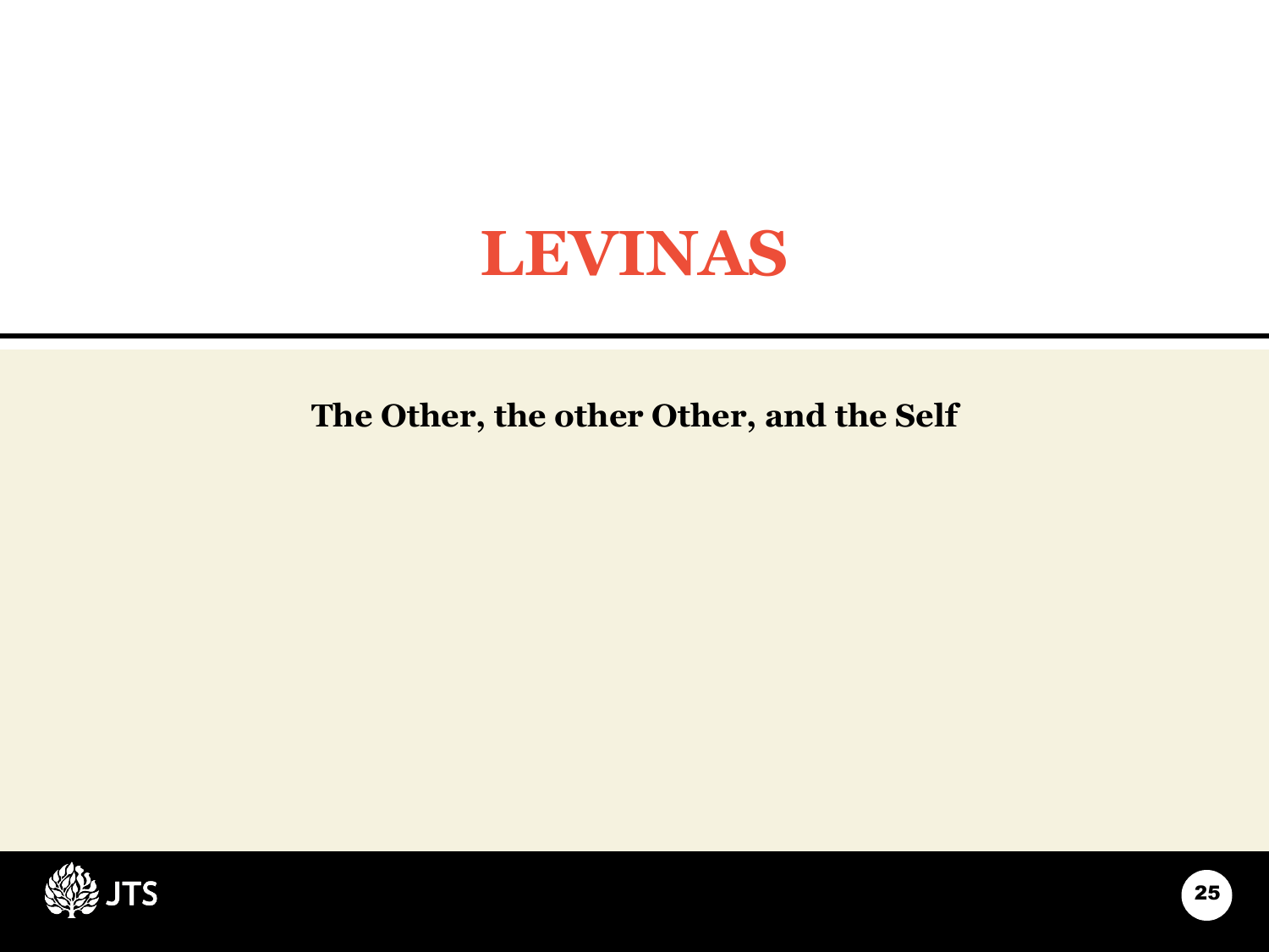# LEVINAS

**The Other, the other Other, and the Self**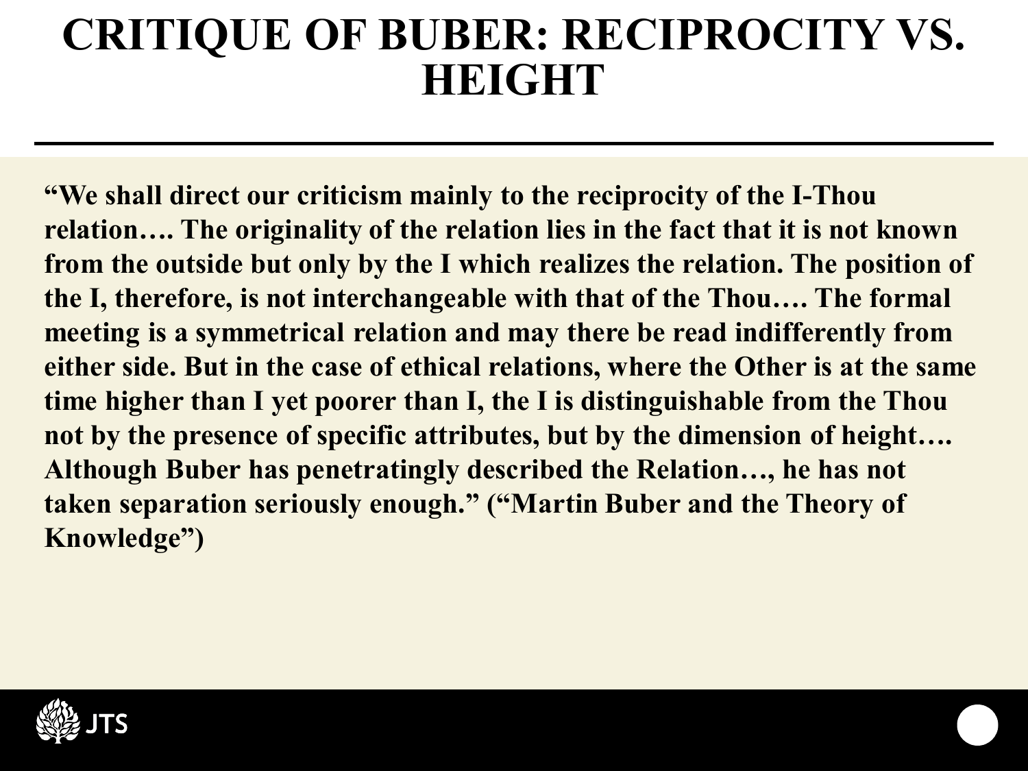# CRITIQUE OF BUBER: RECIPROCITY VS. HEIGHT

**"We shall direct our criticism mainly to the reciprocity of the I-Thou relation…. The originality of the relation lies in the fact that it is not known from the outside but only by the I which realizes the relation. The position of the I, therefore, is not interchangeable with that of the Thou…. The formal meeting is a symmetrical relation and may there be read indifferently from either side. But in the case of ethical relations, where the Other is at the same time higher than I yet poorer than I, the I is distinguishable from the Thou not by the presence of specific attributes, but by the dimension of height…. Although Buber has penetratingly described the Relation…, he has not taken separation seriously enough." ("Martin Buber and the Theory of Knowledge")**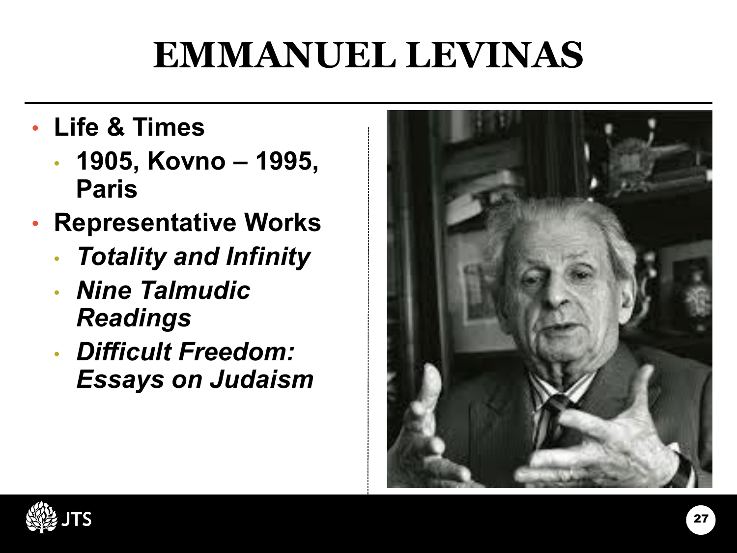# EMMANUEL LEVINAS

- **Life & Times**
  - **1905, Kovno – 1995, Paris**
- **Representative Works**
  - ***Totality and Infinity***
  - ***Nine Talmudic Readings***
  - ***Difficult Freedom: Essays on Judaism***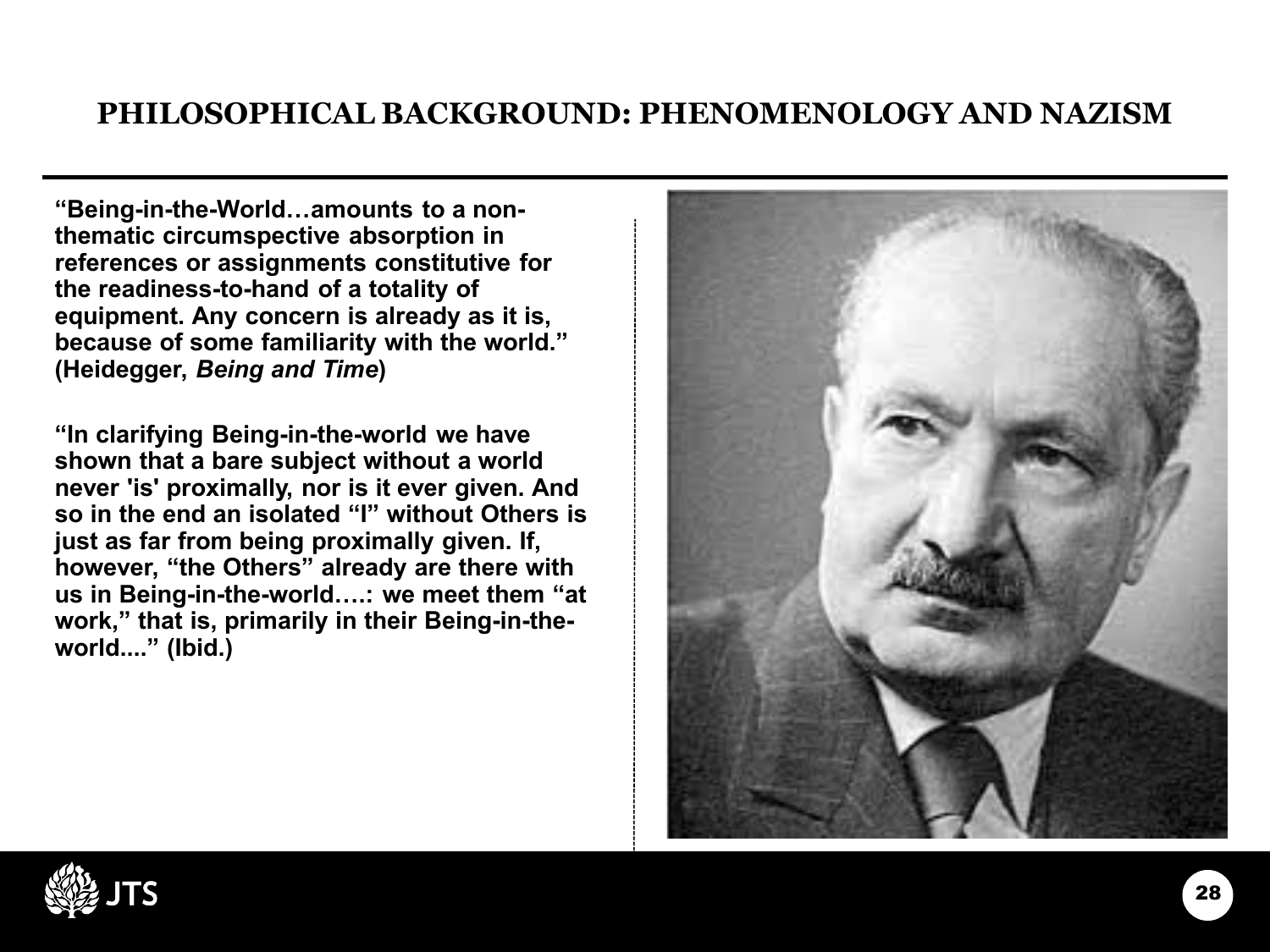# PHILOSOPHICAL BACKGROUND: PHENOMENOLOGY AND NAZISM

**"Being-in-the-World…amounts to a non-thematic circumspective absorption in references or assignments constitutive for the readiness-to-hand of a totality of equipment. Any concern is already as it is, because of some familiarity with the world." (Heidegger, *Being and Time*)**

**"In clarifying Being-in-the-world we have shown that a bare subject without a world never 'is' proximally, nor is it ever given. And so in the end an isolated "I" without Others is just as far from being proximally given. If, however, "the Others" already are there with us in Being-in-the-world….: we meet them "at work," that is, primarily in their Being-in-the-world...." (Ibid.)**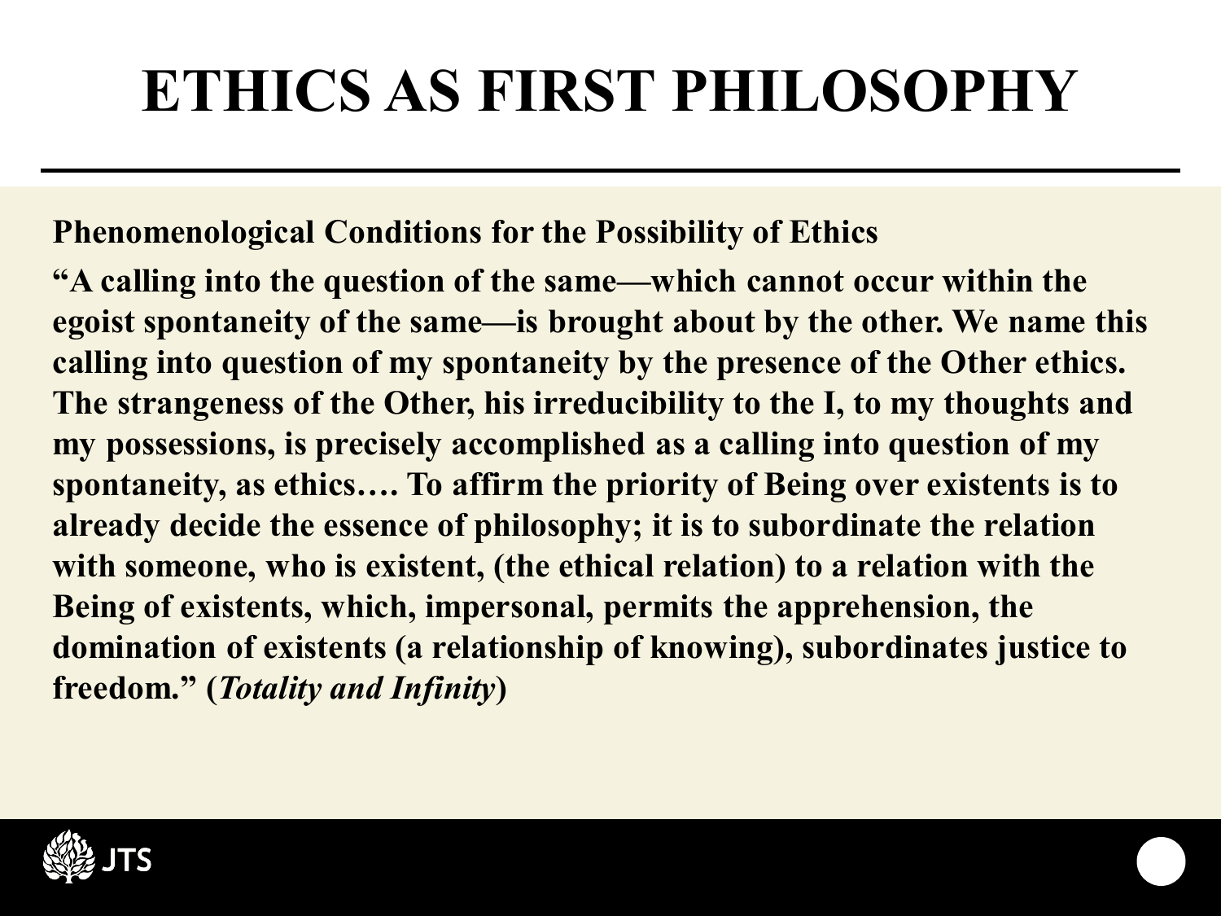# ETHICS AS FIRST PHILOSOPHY

**Phenomenological Conditions for the Possibility of Ethics**

**"A calling into the question of the same—which cannot occur within the egoist spontaneity of the same—is brought about by the other. We name this calling into question of my spontaneity by the presence of the Other ethics. The strangeness of the Other, his irreducibility to the I, to my thoughts and my possessions, is precisely accomplished as a calling into question of my spontaneity, as ethics…. To affirm the priority of Being over existents is to already decide the essence of philosophy; it is to subordinate the relation with someone, who is existent, (the ethical relation) to a relation with the Being of existents, which, impersonal, permits the apprehension, the domination of existents (a relationship of knowing), subordinates justice to freedom." (*Totality and Infinity*)**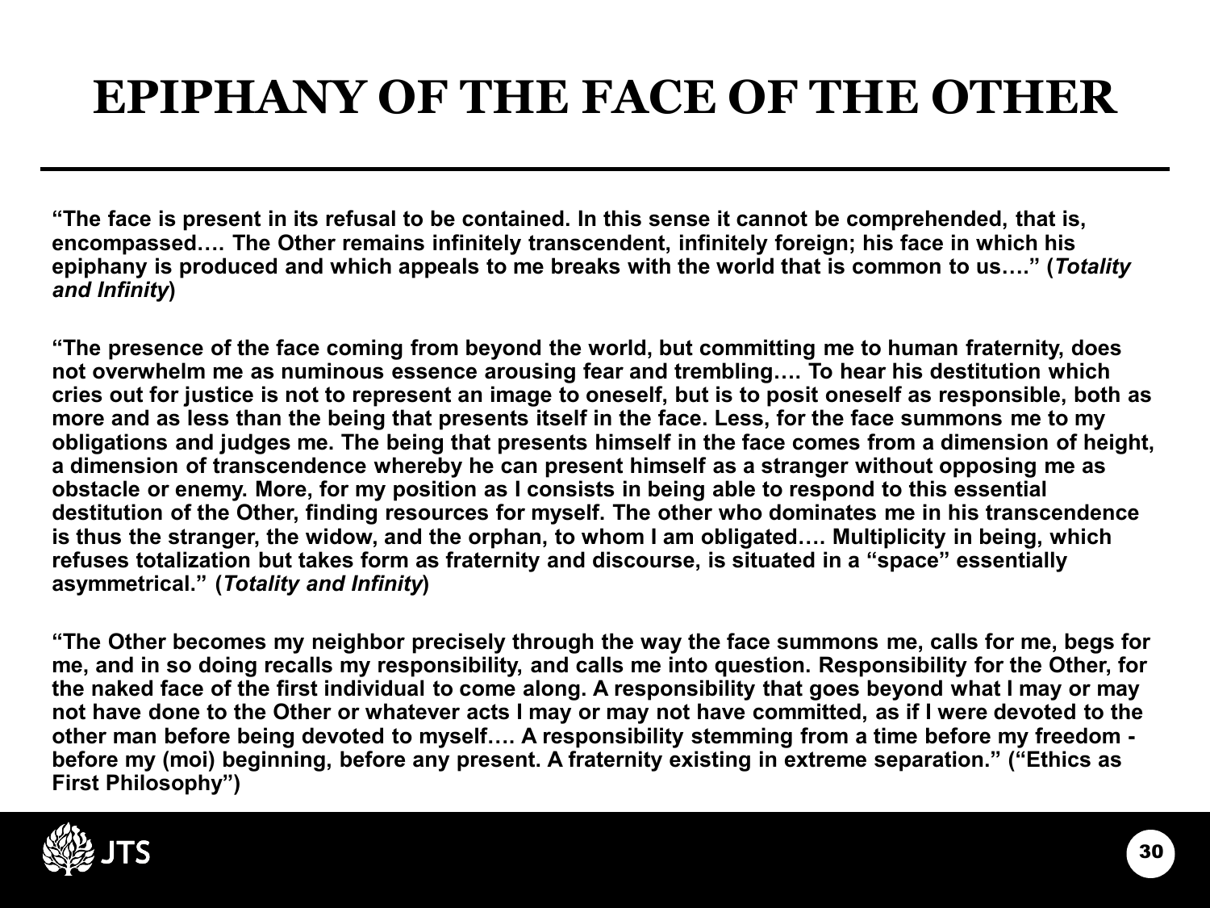# EPIPHANY OF THE FACE OF THE OTHER

**"The face is present in its refusal to be contained. In this sense it cannot be comprehended, that is, encompassed…. The Other remains infinitely transcendent, infinitely foreign; his face in which his epiphany is produced and which appeals to me breaks with the world that is common to us…." (*Totality and Infinity*)**

**"The presence of the face coming from beyond the world, but committing me to human fraternity, does not overwhelm me as numinous essence arousing fear and trembling…. To hear his destitution which cries out for justice is not to represent an image to oneself, but is to posit oneself as responsible, both as more and as less than the being that presents itself in the face. Less, for the face summons me to my obligations and judges me. The being that presents himself in the face comes from a dimension of height, a dimension of transcendence whereby he can present himself as a stranger without opposing me as obstacle or enemy. More, for my position as I consists in being able to respond to this essential destitution of the Other, finding resources for myself. The other who dominates me in his transcendence is thus the stranger, the widow, and the orphan, to whom I am obligated…. Multiplicity in being, which refuses totalization but takes form as fraternity and discourse, is situated in a "space" essentially asymmetrical." (*Totality and Infinity*)**

**"The Other becomes my neighbor precisely through the way the face summons me, calls for me, begs for me, and in so doing recalls my responsibility, and calls me into question. Responsibility for the Other, for the naked face of the first individual to come along. A responsibility that goes beyond what I may or may not have done to the Other or whatever acts I may or may not have committed, as if I were devoted to the other man before being devoted to myself…. A responsibility stemming from a time before my freedom - before my (moi) beginning, before any present. A fraternity existing in extreme separation." ("Ethics as First Philosophy")**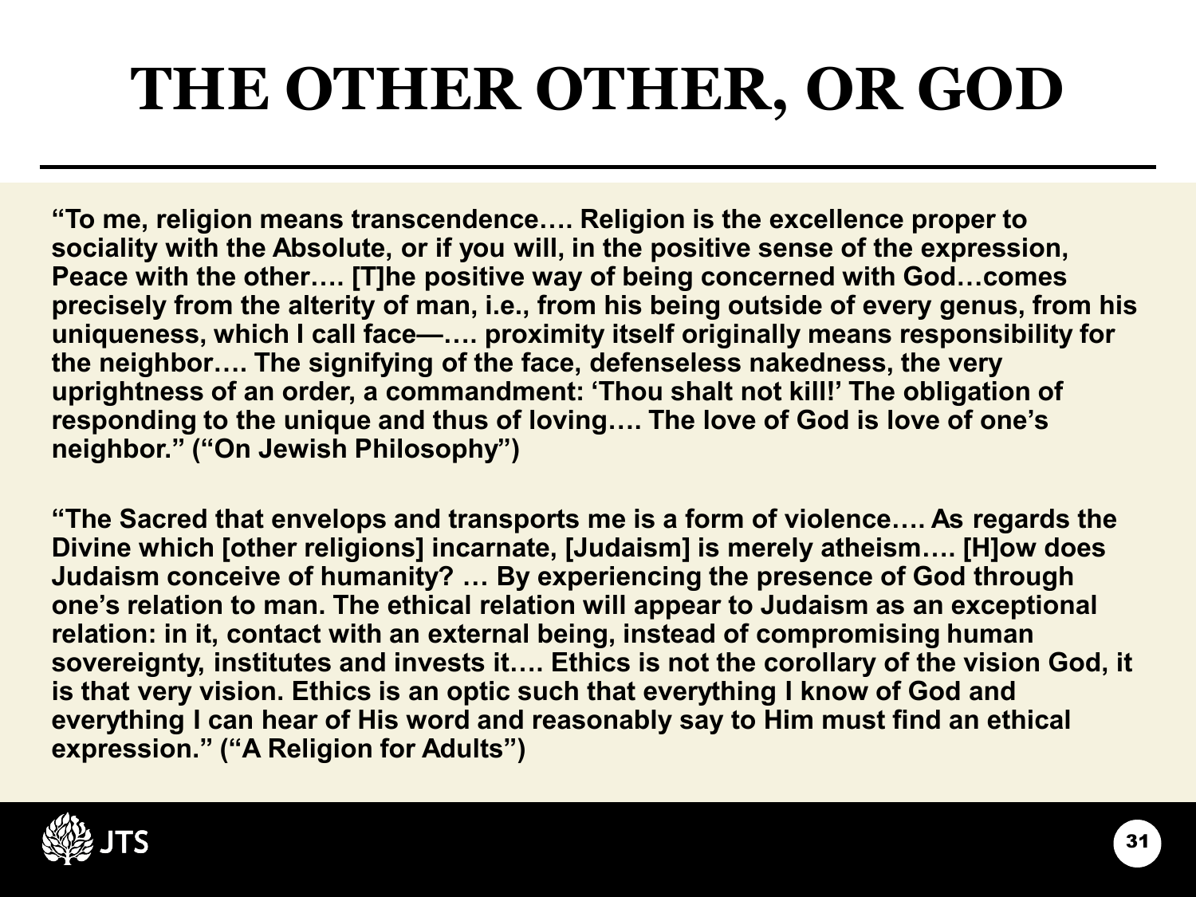# THE OTHER OTHER, OR GOD

**“To me, religion means transcendence…. Religion is the excellence proper to sociality with the Absolute, or if you will, in the positive sense of the expression, Peace with the other…. [T]he positive way of being concerned with God…comes precisely from the alterity of man, i.e., from his being outside of every genus, from his uniqueness, which I call face—…. proximity itself originally means responsibility for the neighbor…. The signifying of the face, defenseless nakedness, the very uprightness of an order, a commandment: ‘Thou shalt not kill!’ The obligation of responding to the unique and thus of loving…. The love of God is love of one’s neighbor.” (“On Jewish Philosophy”)**

**“The Sacred that envelops and transports me is a form of violence…. As regards the Divine which [other religions] incarnate, [Judaism] is merely atheism…. [H]ow does Judaism conceive of humanity? … By experiencing the presence of God through one’s relation to man. The ethical relation will appear to Judaism as an exceptional relation: in it, contact with an external being, instead of compromising human sovereignty, institutes and invests it…. Ethics is not the corollary of the vision God, it is that very vision. Ethics is an optic such that everything I know of God and everything I can hear of His word and reasonably say to Him must find an ethical expression.” (“A Religion for Adults”)**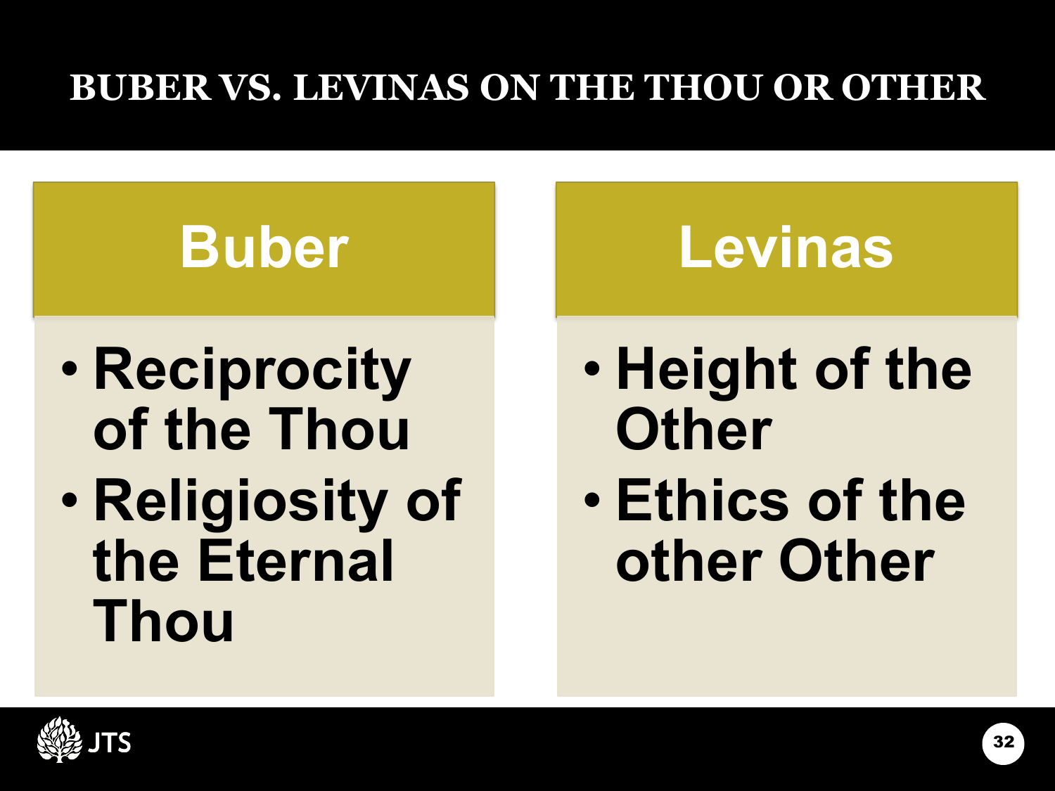# BUBER VS. LEVINAS ON THE THOU OR OTHER

## Buber

- Reciprocity of the Thou
- Religiosity of the Eternal Thou

## Levinas

- Height of the Other
- Ethics of the other Other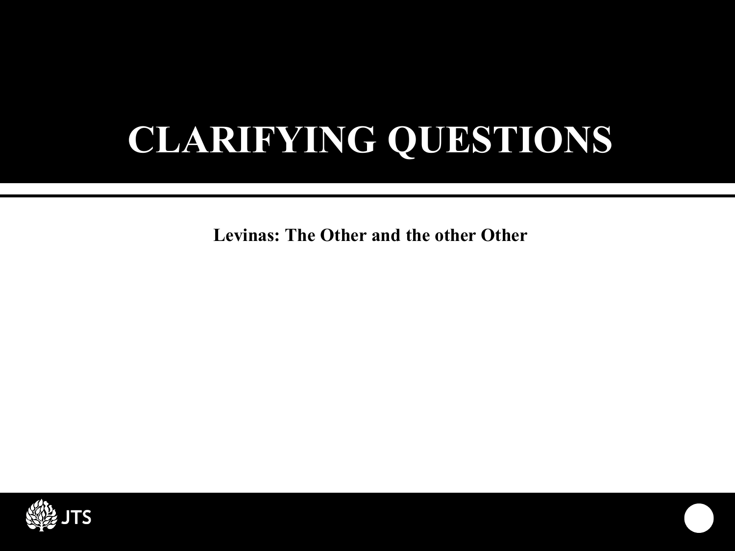# CLARIFYING QUESTIONS

**Levinas: The Other and the other Other**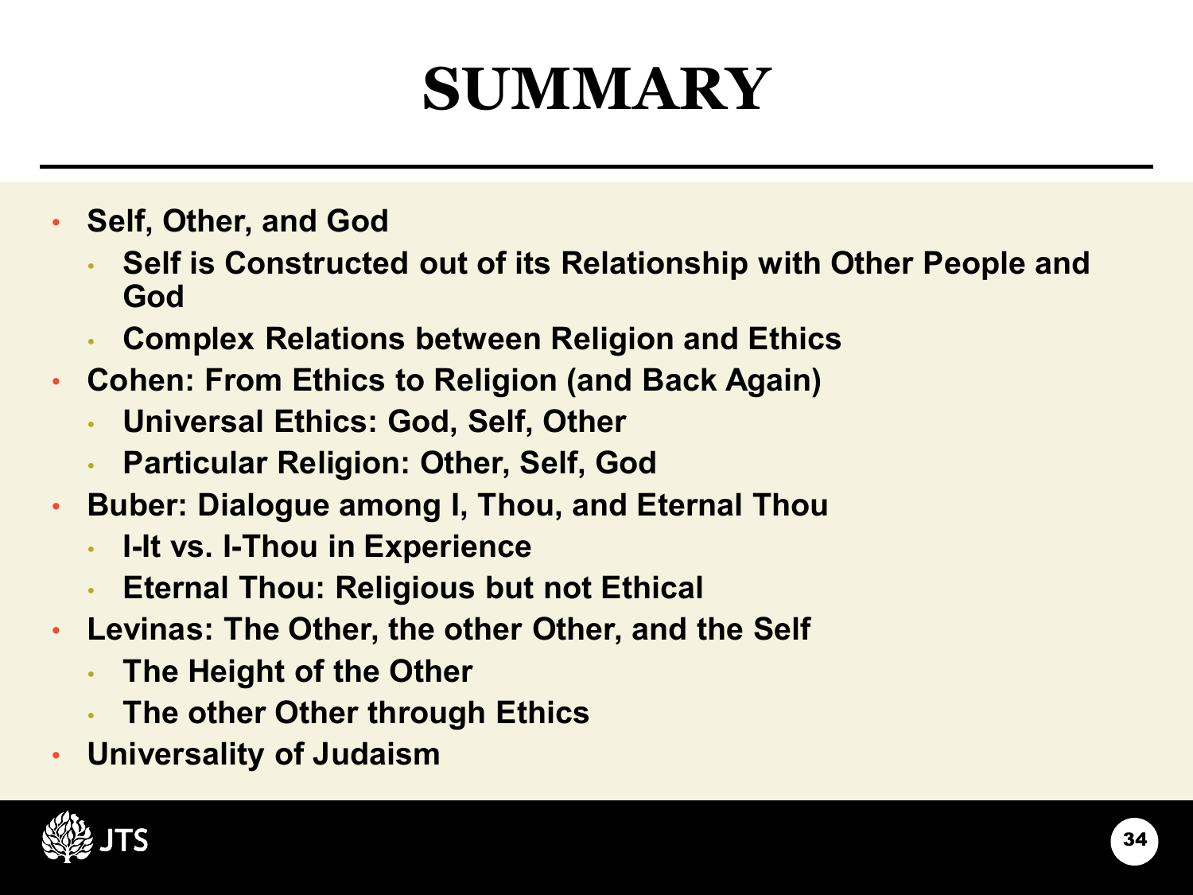# SUMMARY

- **Self, Other, and God**
  - **Self is Constructed out of its Relationship with Other People and God**
  - **Complex Relations between Religion and Ethics**
- **Cohen: From Ethics to Religion (and Back Again)**
  - **Universal Ethics: God, Self, Other**
  - **Particular Religion: Other, Self, God**
- **Buber: Dialogue among I, Thou, and Eternal Thou**
  - **I-It vs. I-Thou in Experience**
  - **Eternal Thou: Religious but not Ethical**
- **Levinas: The Other, the other Other, and the Self**
  - **The Height of the Other**
  - **The other Other through Ethics**
- **Universality of Judaism**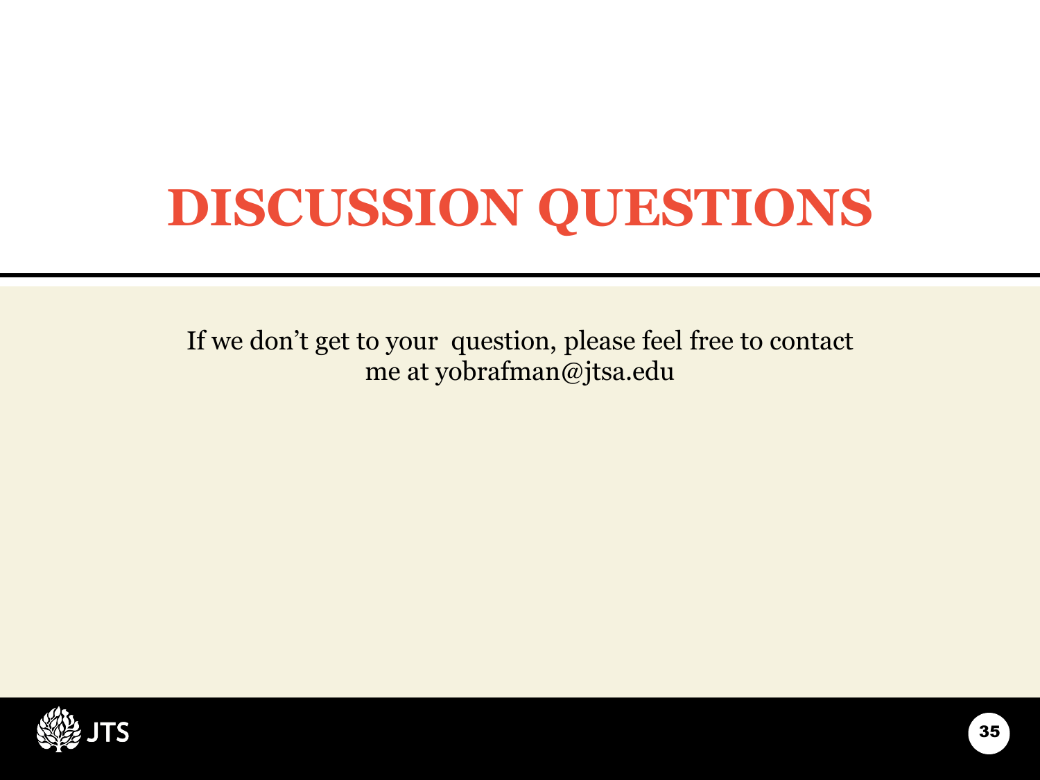# DISCUSSION QUESTIONS

If we don't get to your question, please feel free to contact me at yobrafman@jtsa.edu